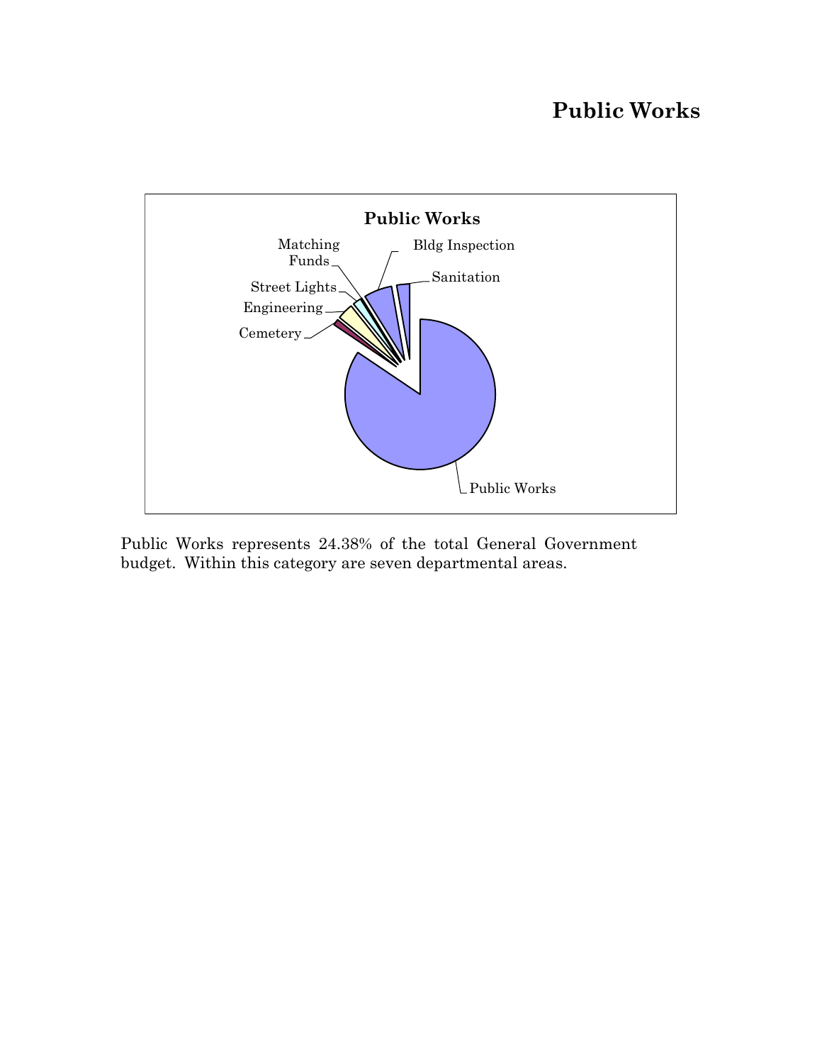# Public Works

**Public Works**

Matching Funds

Bldg Inspection

Sanitation

Street Lights

Engineering

Cemetery

Public Works

Public Works represents 24.38% of the total General Government budget. Within this category are seven departmental areas.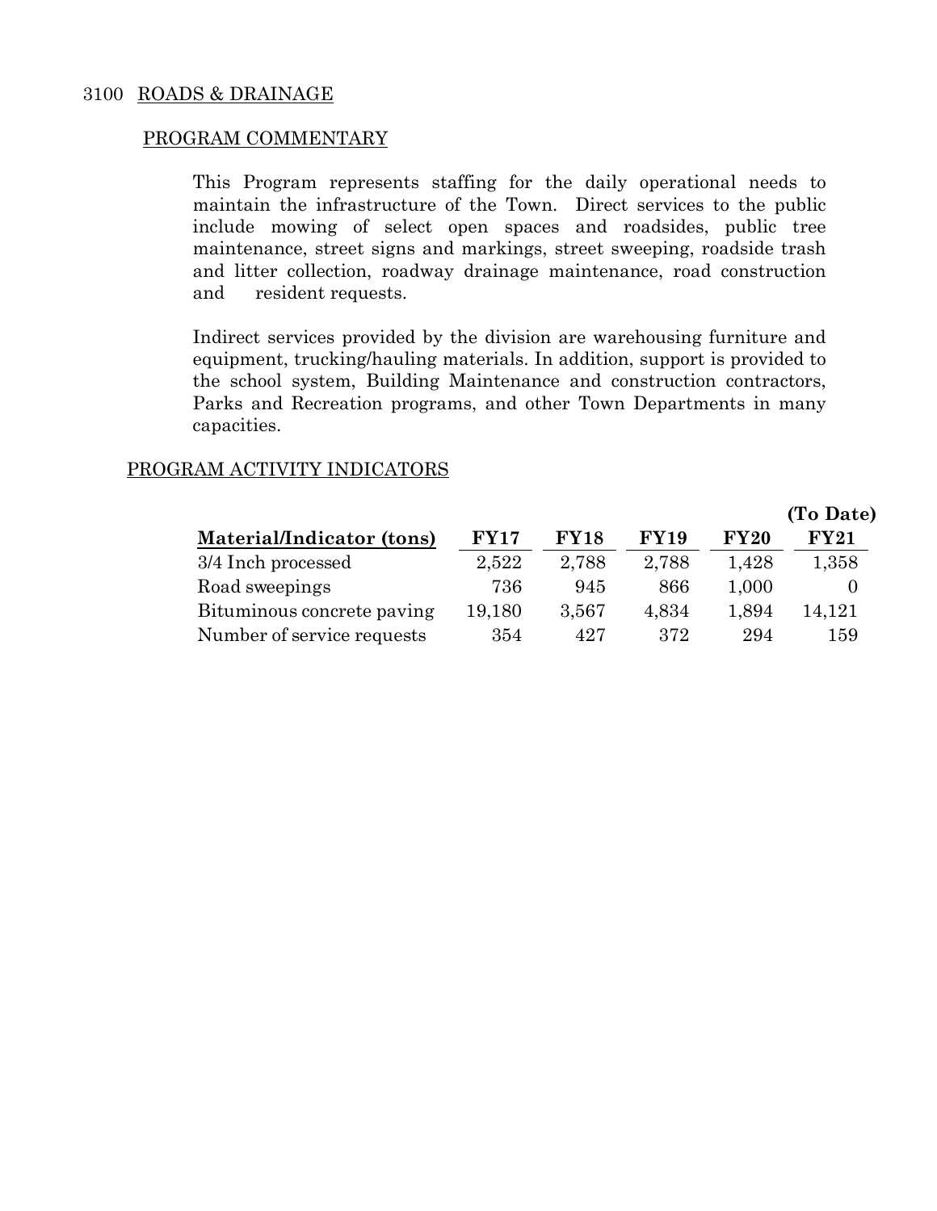# 3100 ROADS & DRAINAGE

## PROGRAM COMMENTARY

This Program represents staffing for the daily operational needs to maintain the infrastructure of the Town. Direct services to the public include mowing of select open spaces and roadsides, public tree maintenance, street signs and markings, street sweeping, roadside trash and litter collection, roadway drainage maintenance, road construction and resident requests.

Indirect services provided by the division are warehousing furniture and equipment, trucking/hauling materials. In addition, support is provided to the school system, Building Maintenance and construction contractors, Parks and Recreation programs, and other Town Departments in many capacities.

## PROGRAM ACTIVITY INDICATORS

| Material/Indicator (tons) | FY17 | FY18 | FY19 | FY20 | (To Date) FY21 |
|---|---|---|---|---|---|
| 3/4 Inch processed | 2,522 | 2,788 | 2,788 | 1,428 | 1,358 |
| Road sweepings | 736 | 945 | 866 | 1,000 | 0 |
| Bituminous concrete paving | 19,180 | 3,567 | 4,834 | 1,894 | 14,121 |
| Number of service requests | 354 | 427 | 372 | 294 | 159 |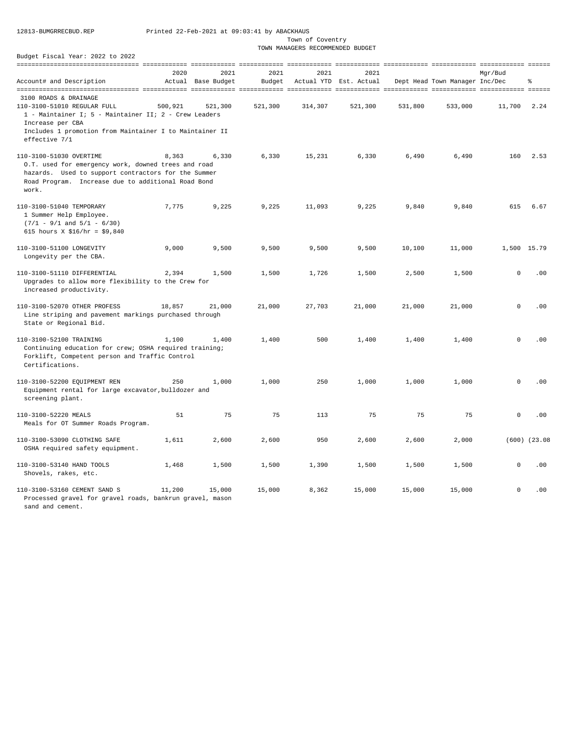12813-BUMGRRECBUD.REP Printed 22-Feb-2021 at 09:03:41 by ABACKHAUS

Town of Coventry

TOWN MANAGERS RECOMMENDED BUDGET

Budget Fiscal Year: 2022 to 2022

| Account# and Description | 2020 Actual | 2021 Base Budget | 2021 Budget | 2021 Actual YTD | 2021 Est. Actual | Dept Head | Town Manager | Mgr/Bud Inc/Dec | % |
|---|---|---|---|---|---|---|---|---|---|
| **3100 ROADS & DRAINAGE** | | | | | | | | | |
| 110-3100-51010 REGULAR FULL<br>1 - Maintainer I; 5 - Maintainer II; 2 - Crew Leaders<br>Increase per CBA<br>Includes 1 promotion from Maintainer I to Maintainer II effective 7/1 | 500,921 | 521,300 | 521,300 | 314,307 | 521,300 | 531,800 | 533,000 | 11,700 | 2.24 |
| 110-3100-51030 OVERTIME<br>O.T. used for emergency work, downed trees and road hazards. Used to support contractors for the Summer Road Program. Increase due to additional Road Bond work. | 8,363 | 6,330 | 6,330 | 15,231 | 6,330 | 6,490 | 6,490 | 160 | 2.53 |
| 110-3100-51040 TEMPORARY<br>1 Summer Help Employee.<br>(7/1 - 9/1 and 5/1 - 6/30)<br>615 hours X $16/hr = $9,840 | 7,775 | 9,225 | 9,225 | 11,093 | 9,225 | 9,840 | 9,840 | 615 | 6.67 |
| 110-3100-51100 LONGEVITY<br>Longevity per the CBA. | 9,000 | 9,500 | 9,500 | 9,500 | 9,500 | 10,100 | 11,000 | 1,500 | 15.79 |
| 110-3100-51110 DIFFERENTIAL<br>Upgrades to allow more flexibility to the Crew for increased productivity. | 2,394 | 1,500 | 1,500 | 1,726 | 1,500 | 2,500 | 1,500 | 0 | .00 |
| 110-3100-52070 OTHER PROFESS<br>Line striping and pavement markings purchased through State or Regional Bid. | 18,857 | 21,000 | 21,000 | 27,703 | 21,000 | 21,000 | 21,000 | 0 | .00 |
| 110-3100-52100 TRAINING<br>Continuing education for crew; OSHA required training; Forklift, Competent person and Traffic Control Certifications. | 1,100 | 1,400 | 1,400 | 500 | 1,400 | 1,400 | 1,400 | 0 | .00 |
| 110-3100-52200 EQUIPMENT REN<br>Equipment rental for large excavator,bulldozer and screening plant. | 250 | 1,000 | 1,000 | 250 | 1,000 | 1,000 | 1,000 | 0 | .00 |
| 110-3100-52220 MEALS<br>Meals for OT Summer Roads Program. | 51 | 75 | 75 | 113 | 75 | 75 | 75 | 0 | .00 |
| 110-3100-53090 CLOTHING SAFE<br>OSHA required safety equipment. | 1,611 | 2,600 | 2,600 | 950 | 2,600 | 2,600 | 2,000 | (600) | (23.08 |
| 110-3100-53140 HAND TOOLS<br>Shovels, rakes, etc. | 1,468 | 1,500 | 1,500 | 1,390 | 1,500 | 1,500 | 1,500 | 0 | .00 |
| 110-3100-53160 CEMENT SAND S<br>Processed gravel for gravel roads, bankrun gravel, mason sand and cement. | 11,200 | 15,000 | 15,000 | 8,362 | 15,000 | 15,000 | 15,000 | 0 | .00 |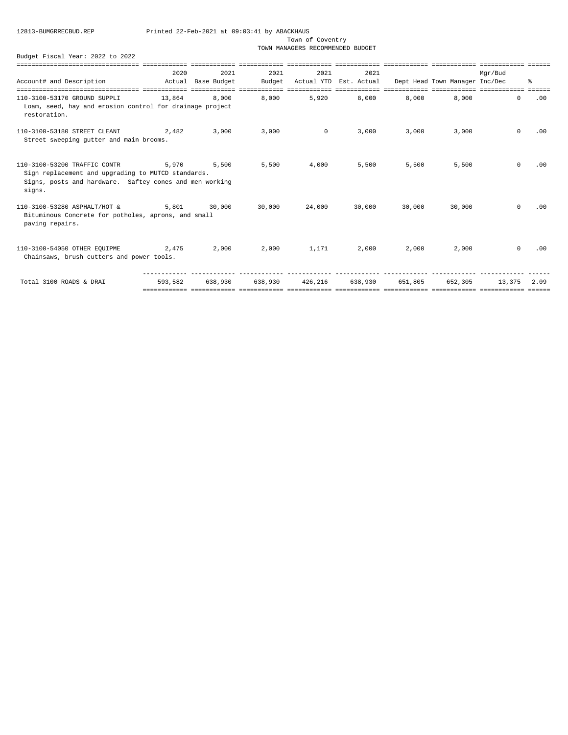12813-BUMGRRECBUD.REP Printed 22-Feb-2021 at 09:03:41 by ABACKHAUS

Town of Coventry
TOWN MANAGERS RECOMMENDED BUDGET

Budget Fiscal Year: 2022 to 2022

| Account# and Description | 2020 Actual | 2021 Base Budget | 2021 Budget | 2021 Actual YTD | 2021 Est. Actual | Dept Head | Town Manager | Mgr/Bud Inc/Dec | % |
|---|---|---|---|---|---|---|---|---|---|
| 110-3100-53170 GROUND SUPPLI<br>Loam, seed, hay and erosion control for drainage project restoration. | 13,864 | 8,000 | 8,000 | 5,920 | 8,000 | 8,000 | 8,000 | 0 | .00 |
| 110-3100-53180 STREET CLEANI<br>Street sweeping gutter and main brooms. | 2,482 | 3,000 | 3,000 | 0 | 3,000 | 3,000 | 3,000 | 0 | .00 |
| 110-3100-53200 TRAFFIC CONTR<br>Sign replacement and upgrading to MUTCD standards. Signs, posts and hardware. Saftey cones and men working signs. | 5,970 | 5,500 | 5,500 | 4,000 | 5,500 | 5,500 | 5,500 | 0 | .00 |
| 110-3100-53280 ASPHALT/HOT &<br>Bituminous Concrete for potholes, aprons, and small paving repairs. | 5,801 | 30,000 | 30,000 | 24,000 | 30,000 | 30,000 | 30,000 | 0 | .00 |
| 110-3100-54050 OTHER EQUIPME<br>Chainsaws, brush cutters and power tools. | 2,475 | 2,000 | 2,000 | 1,171 | 2,000 | 2,000 | 2,000 | 0 | .00 |
| Total 3100 ROADS & DRAI | 593,582 | 638,930 | 638,930 | 426,216 | 638,930 | 651,805 | 652,305 | 13,375 | 2.09 |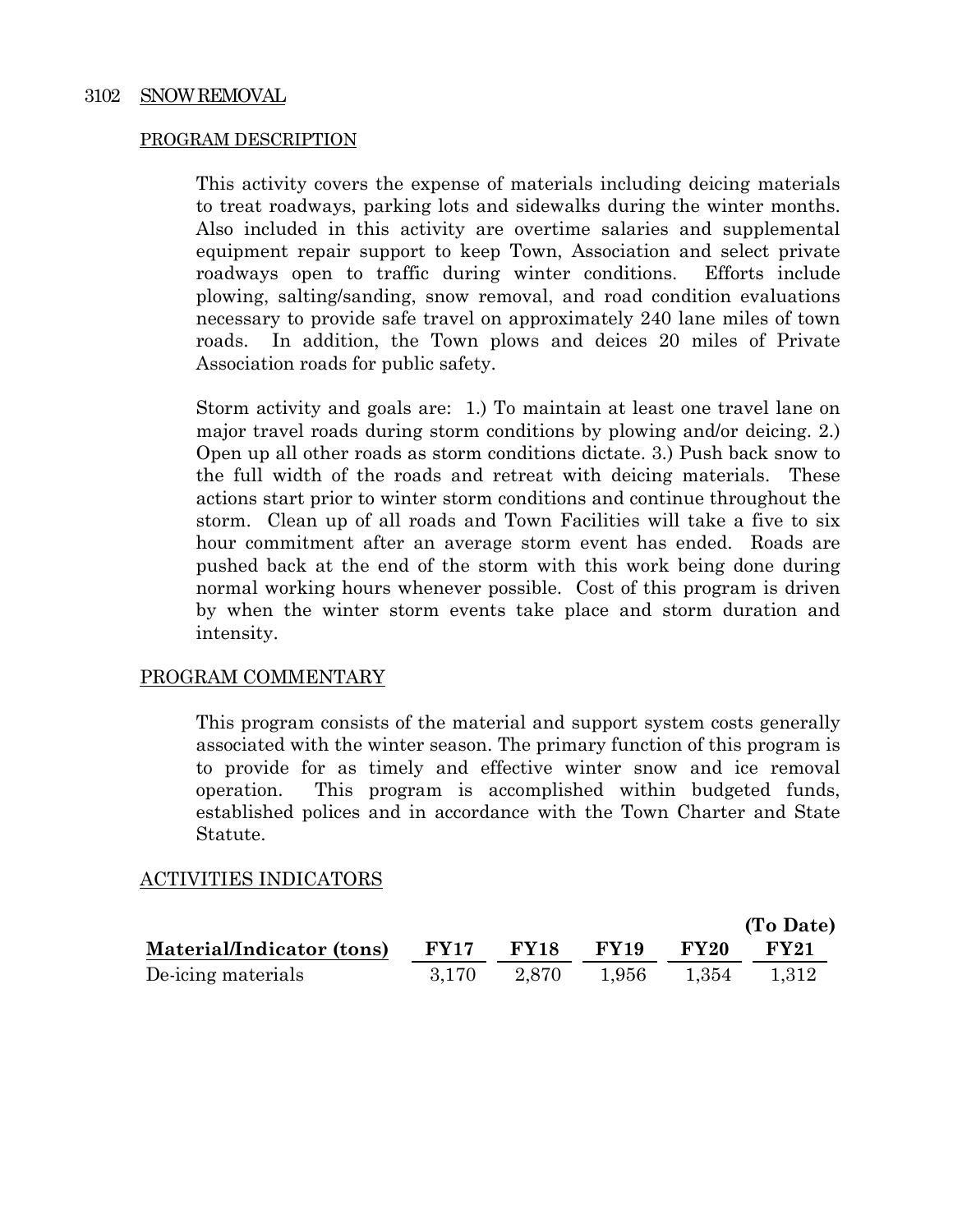## 3102 SNOW REMOVAL

### PROGRAM DESCRIPTION

This activity covers the expense of materials including deicing materials to treat roadways, parking lots and sidewalks during the winter months. Also included in this activity are overtime salaries and supplemental equipment repair support to keep Town, Association and select private roadways open to traffic during winter conditions. Efforts include plowing, salting/sanding, snow removal, and road condition evaluations necessary to provide safe travel on approximately 240 lane miles of town roads. In addition, the Town plows and deices 20 miles of Private Association roads for public safety.

Storm activity and goals are: 1.) To maintain at least one travel lane on major travel roads during storm conditions by plowing and/or deicing. 2.) Open up all other roads as storm conditions dictate. 3.) Push back snow to the full width of the roads and retreat with deicing materials. These actions start prior to winter storm conditions and continue throughout the storm. Clean up of all roads and Town Facilities will take a five to six hour commitment after an average storm event has ended. Roads are pushed back at the end of the storm with this work being done during normal working hours whenever possible. Cost of this program is driven by when the winter storm events take place and storm duration and intensity.

### PROGRAM COMMENTARY

This program consists of the material and support system costs generally associated with the winter season. The primary function of this program is to provide for as timely and effective winter snow and ice removal operation. This program is accomplished within budgeted funds, established polices and in accordance with the Town Charter and State Statute.

### ACTIVITIES INDICATORS

| Material/Indicator (tons) | FY17 | FY18 | FY19 | FY20 | (To Date) FY21 |
|---|---|---|---|---|---|
| De-icing materials | 3,170 | 2,870 | 1,956 | 1,354 | 1,312 |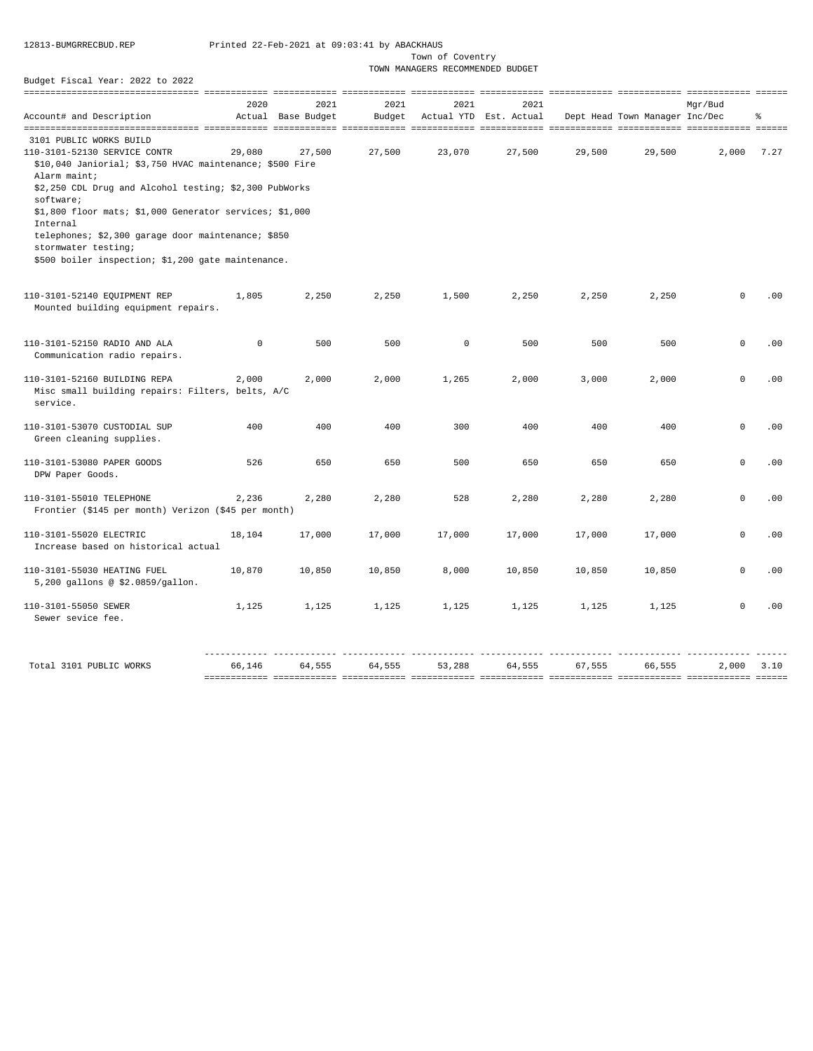12813-BUMGRRECBUD.REP Printed 22-Feb-2021 at 09:03:41 by ABACKHAUS

Town of Coventry
TOWN MANAGERS RECOMMENDED BUDGET

Budget Fiscal Year: 2022 to 2022

| Account# and Description | 2020 Actual | 2021 Base Budget | 2021 Budget | 2021 Actual YTD | 2021 Est. Actual | Dept Head | Town Manager | Mgr/Bud Inc/Dec | % |
|---|---|---|---|---|---|---|---|---|---|
| 3101 PUBLIC WORKS BUILD | | | | | | | | | |
| 110-3101-52130 SERVICE CONTR<br>$10,040 Janiorial; $3,750 HVAC maintenance; $500 Fire Alarm maint;<br>$2,250 CDL Drug and Alcohol testing; $2,300 PubWorks software;<br>$1,800 floor mats; $1,000 Generator services; $1,000 Internal telephones; $2,300 garage door maintenance; $850 stormwater testing;<br>$500 boiler inspection; $1,200 gate maintenance. | 29,080 | 27,500 | 27,500 | 23,070 | 27,500 | 29,500 | 29,500 | 2,000 | 7.27 |
| 110-3101-52140 EQUIPMENT REP<br>Mounted building equipment repairs. | 1,805 | 2,250 | 2,250 | 1,500 | 2,250 | 2,250 | 2,250 | 0 | .00 |
| 110-3101-52150 RADIO AND ALA<br>Communication radio repairs. | 0 | 500 | 500 | 0 | 500 | 500 | 500 | 0 | .00 |
| 110-3101-52160 BUILDING REPA<br>Misc small building repairs: Filters, belts, A/C service. | 2,000 | 2,000 | 2,000 | 1,265 | 2,000 | 3,000 | 2,000 | 0 | .00 |
| 110-3101-53070 CUSTODIAL SUP<br>Green cleaning supplies. | 400 | 400 | 400 | 300 | 400 | 400 | 400 | 0 | .00 |
| 110-3101-53080 PAPER GOODS<br>DPW Paper Goods. | 526 | 650 | 650 | 500 | 650 | 650 | 650 | 0 | .00 |
| 110-3101-55010 TELEPHONE<br>Frontier ($145 per month) Verizon ($45 per month) | 2,236 | 2,280 | 2,280 | 528 | 2,280 | 2,280 | 2,280 | 0 | .00 |
| 110-3101-55020 ELECTRIC<br>Increase based on historical actual | 18,104 | 17,000 | 17,000 | 17,000 | 17,000 | 17,000 | 17,000 | 0 | .00 |
| 110-3101-55030 HEATING FUEL<br>5,200 gallons @ $2.0859/gallon. | 10,870 | 10,850 | 10,850 | 8,000 | 10,850 | 10,850 | 10,850 | 0 | .00 |
| 110-3101-55050 SEWER<br>Sewer sevice fee. | 1,125 | 1,125 | 1,125 | 1,125 | 1,125 | 1,125 | 1,125 | 0 | .00 |
| Total 3101 PUBLIC WORKS | 66,146 | 64,555 | 64,555 | 53,288 | 64,555 | 67,555 | 66,555 | 2,000 | 3.10 |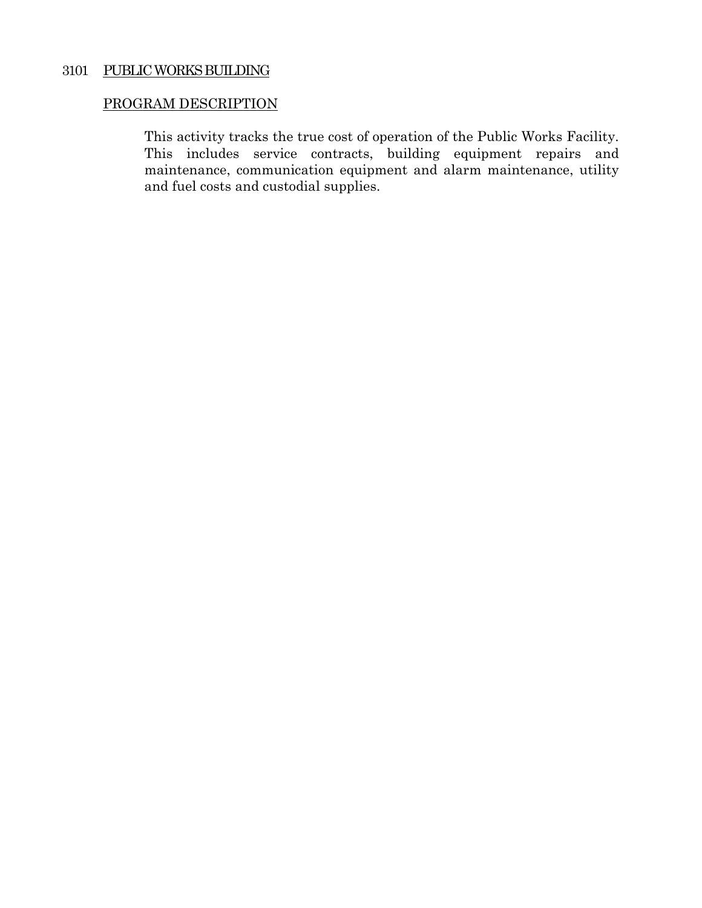## 3101 PUBLIC WORKS BUILDING

### PROGRAM DESCRIPTION

This activity tracks the true cost of operation of the Public Works Facility. This includes service contracts, building equipment repairs and maintenance, communication equipment and alarm maintenance, utility and fuel costs and custodial supplies.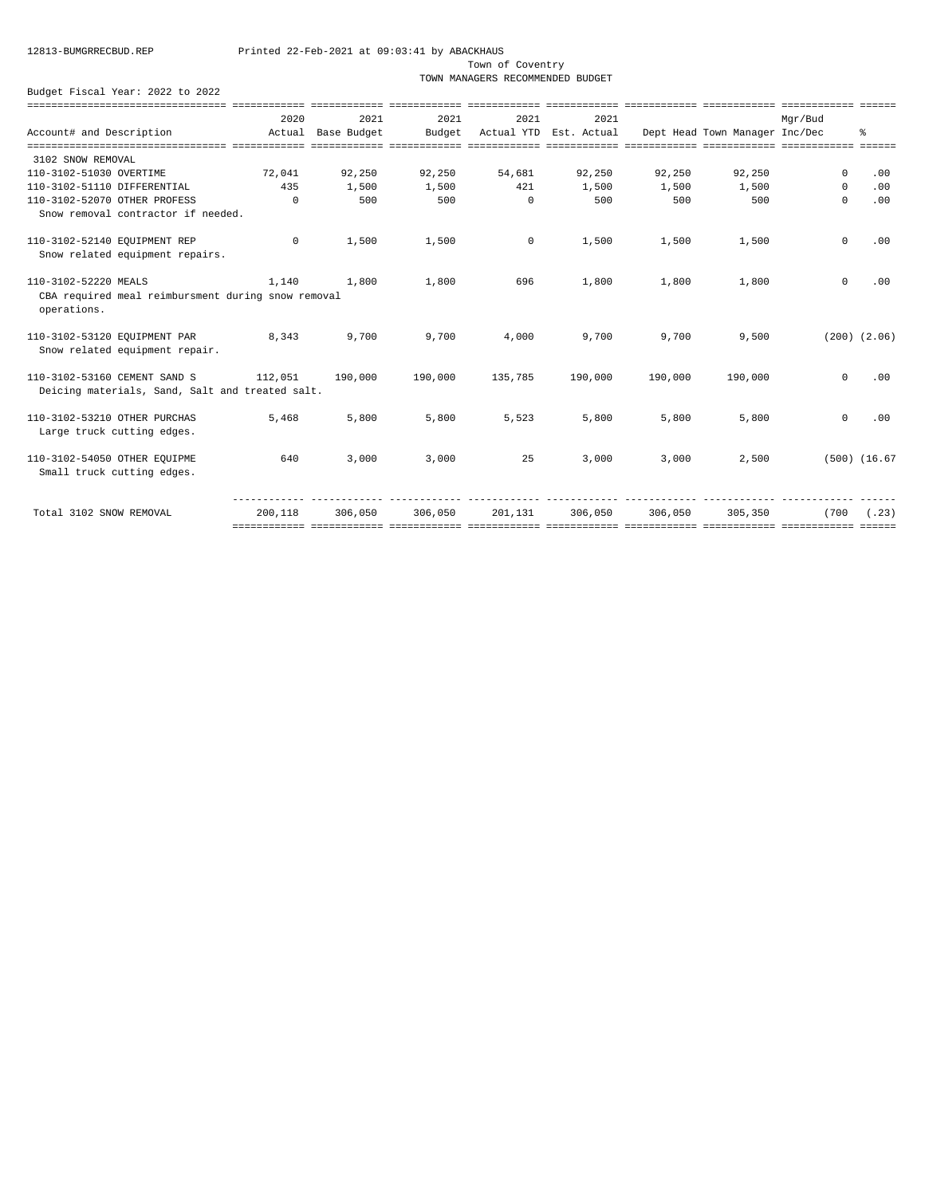12813-BUMGRRECBUD.REP Printed 22-Feb-2021 at 09:03:41 by ABACKHAUS

Town of Coventry

TOWN MANAGERS RECOMMENDED BUDGET

Budget Fiscal Year: 2022 to 2022

| Account# and Description | 2020 Actual | 2021 Base Budget | 2021 Budget | 2021 Actual YTD | 2021 Est. Actual | Dept Head | Town Manager | Mgr/Bud Inc/Dec | % |
|---|---|---|---|---|---|---|---|---|---|
| 3102 SNOW REMOVAL | | | | | | | | | |
| 110-3102-51030 OVERTIME | 72,041 | 92,250 | 92,250 | 54,681 | 92,250 | 92,250 | 92,250 | 0 | .00 |
| 110-3102-51110 DIFFERENTIAL | 435 | 1,500 | 1,500 | 421 | 1,500 | 1,500 | 1,500 | 0 | .00 |
| 110-3102-52070 OTHER PROFESS | 0 | 500 | 500 | 0 | 500 | 500 | 500 | 0 | .00 |
| Snow removal contractor if needed. | | | | | | | | | |
| 110-3102-52140 EQUIPMENT REP | 0 | 1,500 | 1,500 | 0 | 1,500 | 1,500 | 1,500 | 0 | .00 |
| Snow related equipment repairs. | | | | | | | | | |
| 110-3102-52220 MEALS | 1,140 | 1,800 | 1,800 | 696 | 1,800 | 1,800 | 1,800 | 0 | .00 |
| CBA required meal reimbursment during snow removal operations. | | | | | | | | | |
| 110-3102-53120 EQUIPMENT PAR | 8,343 | 9,700 | 9,700 | 4,000 | 9,700 | 9,700 | 9,500 | (200) | (2.06) |
| Snow related equipment repair. | | | | | | | | | |
| 110-3102-53160 CEMENT SAND S | 112,051 | 190,000 | 190,000 | 135,785 | 190,000 | 190,000 | 190,000 | 0 | .00 |
| Deicing materials, Sand, Salt and treated salt. | | | | | | | | | |
| 110-3102-53210 OTHER PURCHAS | 5,468 | 5,800 | 5,800 | 5,523 | 5,800 | 5,800 | 5,800 | 0 | .00 |
| Large truck cutting edges. | | | | | | | | | |
| 110-3102-54050 OTHER EQUIPME | 640 | 3,000 | 3,000 | 25 | 3,000 | 3,000 | 2,500 | (500) | (16.67 |
| Small truck cutting edges. | | | | | | | | | |
| Total 3102 SNOW REMOVAL | 200,118 | 306,050 | 306,050 | 201,131 | 306,050 | 306,050 | 305,350 | (700 | (.23) |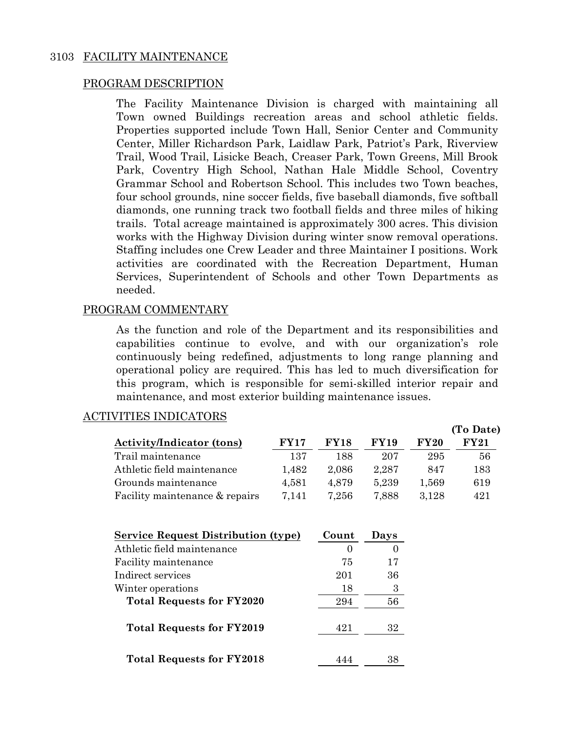## 3103 FACILITY MAINTENANCE

### PROGRAM DESCRIPTION

The Facility Maintenance Division is charged with maintaining all Town owned Buildings recreation areas and school athletic fields. Properties supported include Town Hall, Senior Center and Community Center, Miller Richardson Park, Laidlaw Park, Patriot's Park, Riverview Trail, Wood Trail, Lisicke Beach, Creaser Park, Town Greens, Mill Brook Park, Coventry High School, Nathan Hale Middle School, Coventry Grammar School and Robertson School. This includes two Town beaches, four school grounds, nine soccer fields, five baseball diamonds, five softball diamonds, one running track two football fields and three miles of hiking trails. Total acreage maintained is approximately 300 acres. This division works with the Highway Division during winter snow removal operations. Staffing includes one Crew Leader and three Maintainer I positions. Work activities are coordinated with the Recreation Department, Human Services, Superintendent of Schools and other Town Departments as needed.

### PROGRAM COMMENTARY

As the function and role of the Department and its responsibilities and capabilities continue to evolve, and with our organization's role continuously being redefined, adjustments to long range planning and operational policy are required. This has led to much diversification for this program, which is responsible for semi-skilled interior repair and maintenance, and most exterior building maintenance issues.

### ACTIVITIES INDICATORS

| Activity/Indicator (tons) | FY17 | FY18 | FY19 | FY20 | (To Date) FY21 |
|---|---|---|---|---|---|
| Trail maintenance | 137 | 188 | 207 | 295 | 56 |
| Athletic field maintenance | 1,482 | 2,086 | 2,287 | 847 | 183 |
| Grounds maintenance | 4,581 | 4,879 | 5,239 | 1,569 | 619 |
| Facility maintenance & repairs | 7,141 | 7,256 | 7,888 | 3,128 | 421 |

| Service Request Distribution (type) | Count | Days |
|---|---|---|
| Athletic field maintenance | 0 | 0 |
| Facility maintenance | 75 | 17 |
| Indirect services | 201 | 36 |
| Winter operations | 18 | 3 |
| **Total Requests for FY2020** | 294 | 56 |
| **Total Requests for FY2019** | 421 | 32 |
| **Total Requests for FY2018** | 444 | 38 |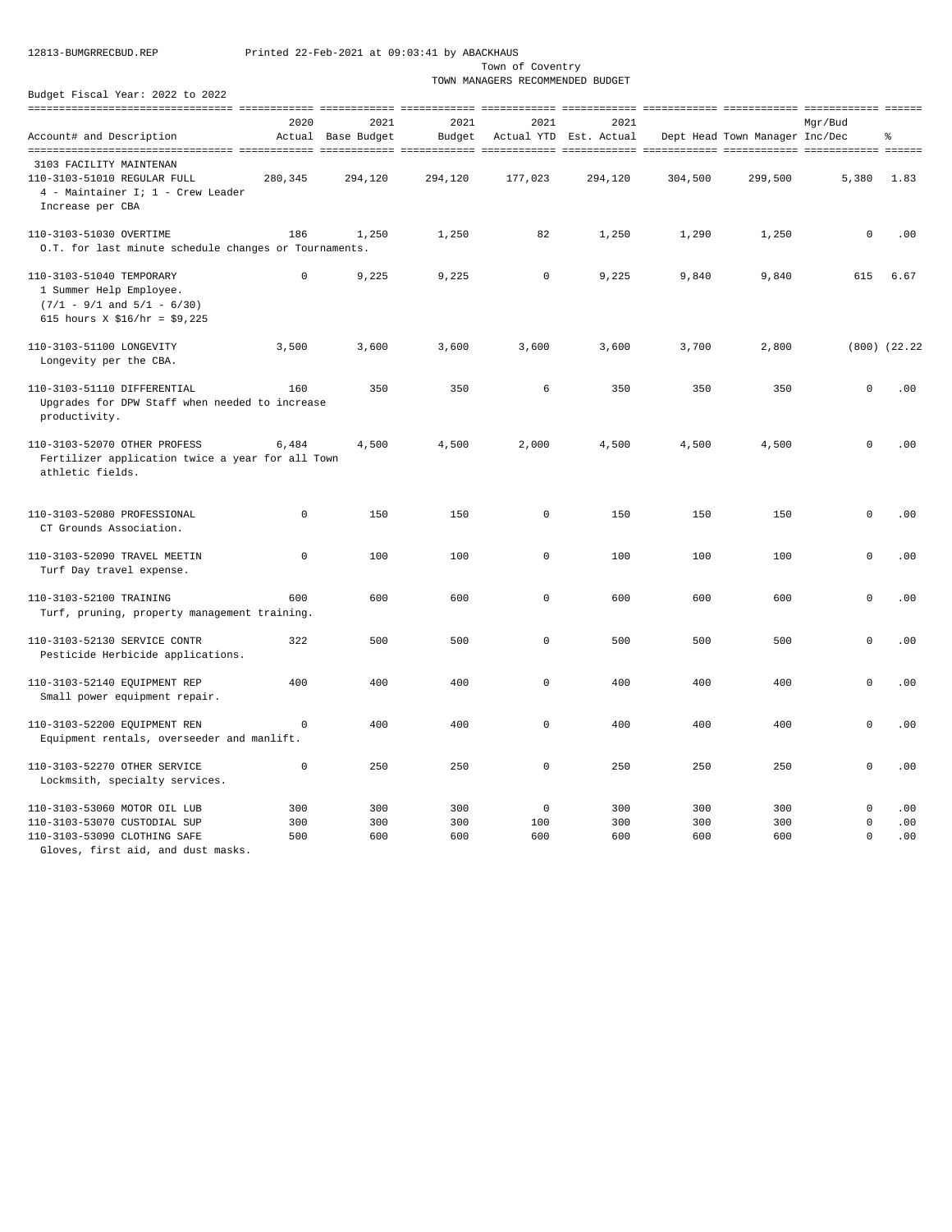12813-BUMGRRECBUD.REP Printed 22-Feb-2021 at 09:03:41 by ABACKHAUS

Town of Coventry

TOWN MANAGERS RECOMMENDED BUDGET

Budget Fiscal Year: 2022 to 2022

| Account# and Description | 2020 Actual | 2021 Base Budget | 2021 Budget | 2021 Actual YTD | 2021 Est. Actual | Dept Head | Town Manager | Mgr/Bud Inc/Dec | % |
|---|---|---|---|---|---|---|---|---|---|
| 3103 FACILITY MAINTENAN | | | | | | | | | |
| 110-3103-51010 REGULAR FULL<br>4 - Maintainer I; 1 - Crew Leader<br>Increase per CBA | 280,345 | 294,120 | 294,120 | 177,023 | 294,120 | 304,500 | 299,500 | 5,380 | 1.83 |
| 110-3103-51030 OVERTIME<br>O.T. for last minute schedule changes or Tournaments. | 186 | 1,250 | 1,250 | 82 | 1,250 | 1,290 | 1,250 | 0 | .00 |
| 110-3103-51040 TEMPORARY<br>1 Summer Help Employee.<br>(7/1 - 9/1 and 5/1 - 6/30)<br>615 hours X $16/hr = $9,225 | 0 | 9,225 | 9,225 | 0 | 9,225 | 9,840 | 9,840 | 615 | 6.67 |
| 110-3103-51100 LONGEVITY<br>Longevity per the CBA. | 3,500 | 3,600 | 3,600 | 3,600 | 3,600 | 3,700 | 2,800 | (800) | (22.22 |
| 110-3103-51110 DIFFERENTIAL<br>Upgrades for DPW Staff when needed to increase productivity. | 160 | 350 | 350 | 6 | 350 | 350 | 350 | 0 | .00 |
| 110-3103-52070 OTHER PROFESS<br>Fertilizer application twice a year for all Town athletic fields. | 6,484 | 4,500 | 4,500 | 2,000 | 4,500 | 4,500 | 4,500 | 0 | .00 |
| 110-3103-52080 PROFESSIONAL<br>CT Grounds Association. | 0 | 150 | 150 | 0 | 150 | 150 | 150 | 0 | .00 |
| 110-3103-52090 TRAVEL MEETIN<br>Turf Day travel expense. | 0 | 100 | 100 | 0 | 100 | 100 | 100 | 0 | .00 |
| 110-3103-52100 TRAINING<br>Turf, pruning, property management training. | 600 | 600 | 600 | 0 | 600 | 600 | 600 | 0 | .00 |
| 110-3103-52130 SERVICE CONTR<br>Pesticide Herbicide applications. | 322 | 500 | 500 | 0 | 500 | 500 | 500 | 0 | .00 |
| 110-3103-52140 EQUIPMENT REP<br>Small power equipment repair. | 400 | 400 | 400 | 0 | 400 | 400 | 400 | 0 | .00 |
| 110-3103-52200 EQUIPMENT REN<br>Equipment rentals, overseeder and manlift. | 0 | 400 | 400 | 0 | 400 | 400 | 400 | 0 | .00 |
| 110-3103-52270 OTHER SERVICE<br>Locksmith, specialty services. | 0 | 250 | 250 | 0 | 250 | 250 | 250 | 0 | .00 |
| 110-3103-53060 MOTOR OIL LUB | 300 | 300 | 300 | 0 | 300 | 300 | 300 | 0 | .00 |
| 110-3103-53070 CUSTODIAL SUP | 300 | 300 | 300 | 100 | 300 | 300 | 300 | 0 | .00 |
| 110-3103-53090 CLOTHING SAFE<br>Gloves, first aid, and dust masks. | 500 | 600 | 600 | 600 | 600 | 600 | 600 | 0 | .00 |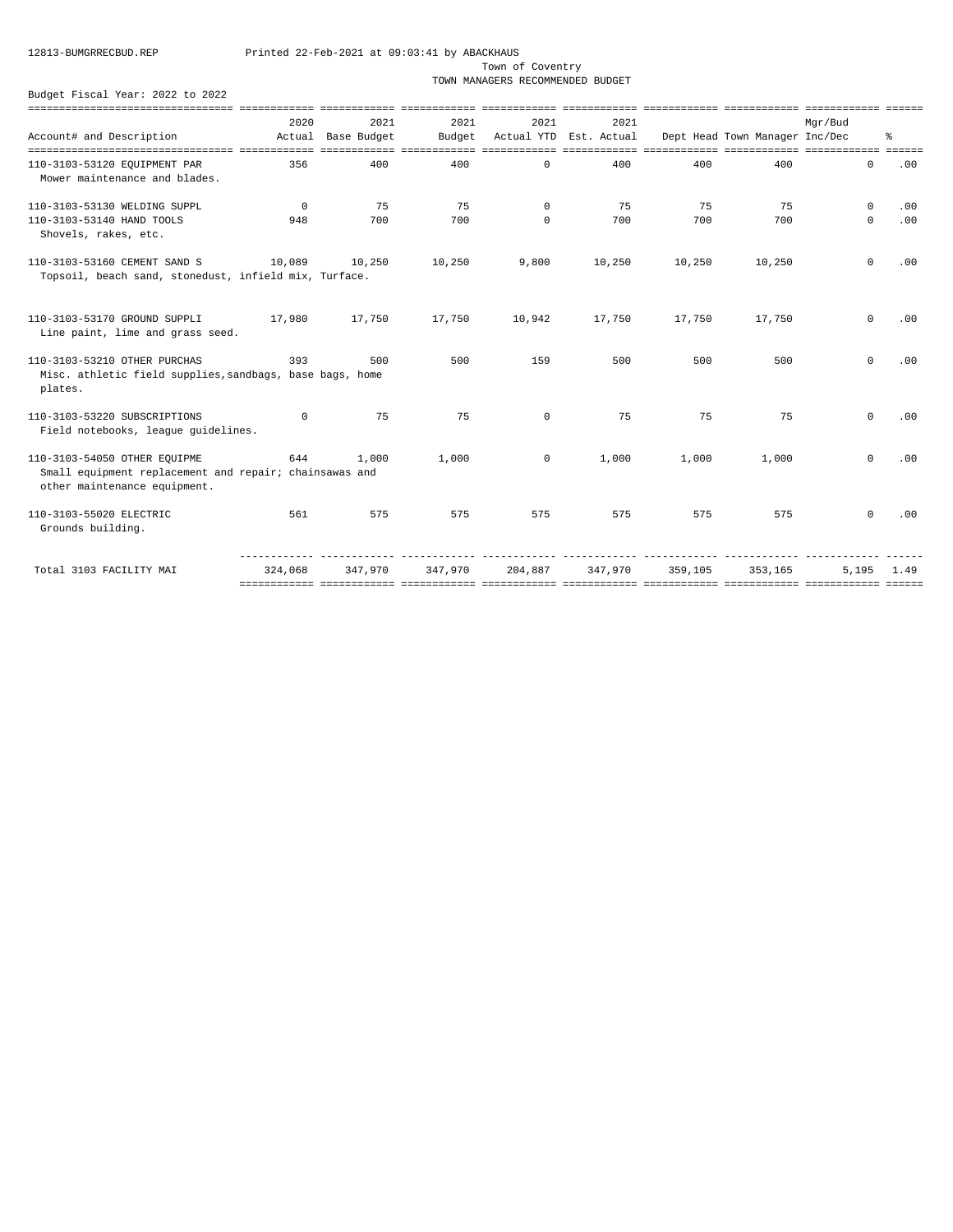Town of Coventry

TOWN MANAGERS RECOMMENDED BUDGET

Budget Fiscal Year: 2022 to 2022

| Account# and Description | 2020 Actual | 2021 Base Budget | 2021 Budget | 2021 Actual YTD | 2021 Est. Actual | Dept Head | Town Manager | Mgr/Bud Inc/Dec | % |
|---|---|---|---|---|---|---|---|---|---|
| 110-3103-53120 EQUIPMENT PAR<br>Mower maintenance and blades. | 356 | 400 | 400 | 0 | 400 | 400 | 400 | 0 | .00 |
| 110-3103-53130 WELDING SUPPL | 0 | 75 | 75 | 0 | 75 | 75 | 75 | 0 | .00 |
| 110-3103-53140 HAND TOOLS<br>Shovels, rakes, etc. | 948 | 700 | 700 | 0 | 700 | 700 | 700 | 0 | .00 |
| 110-3103-53160 CEMENT SAND S<br>Topsoil, beach sand, stonedust, infield mix, Turface. | 10,089 | 10,250 | 10,250 | 9,800 | 10,250 | 10,250 | 10,250 | 0 | .00 |
| 110-3103-53170 GROUND SUPPLI<br>Line paint, lime and grass seed. | 17,980 | 17,750 | 17,750 | 10,942 | 17,750 | 17,750 | 17,750 | 0 | .00 |
| 110-3103-53210 OTHER PURCHAS<br>Misc. athletic field supplies,sandbags, base bags, home plates. | 393 | 500 | 500 | 159 | 500 | 500 | 500 | 0 | .00 |
| 110-3103-53220 SUBSCRIPTIONS<br>Field notebooks, league guidelines. | 0 | 75 | 75 | 0 | 75 | 75 | 75 | 0 | .00 |
| 110-3103-54050 OTHER EQUIPME<br>Small equipment replacement and repair; chainsawas and other maintenance equipment. | 644 | 1,000 | 1,000 | 0 | 1,000 | 1,000 | 1,000 | 0 | .00 |
| 110-3103-55020 ELECTRIC<br>Grounds building. | 561 | 575 | 575 | 575 | 575 | 575 | 575 | 0 | .00 |
| Total 3103 FACILITY MAI | 324,068 | 347,970 | 347,970 | 204,887 | 347,970 | 359,105 | 353,165 | 5,195 | 1.49 |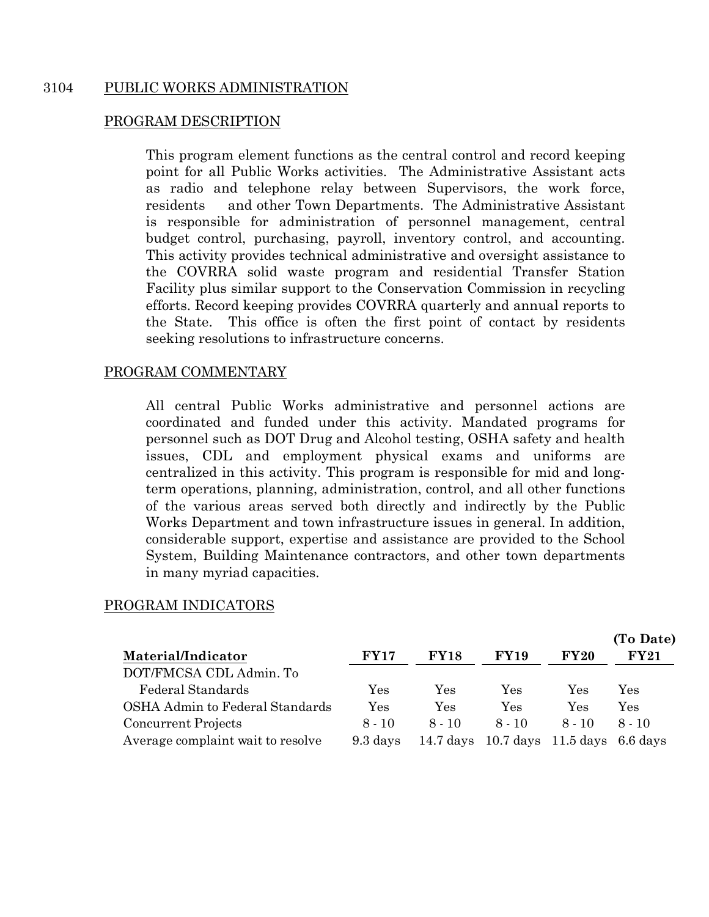## 3104 PUBLIC WORKS ADMINISTRATION

### PROGRAM DESCRIPTION

This program element functions as the central control and record keeping point for all Public Works activities. The Administrative Assistant acts as radio and telephone relay between Supervisors, the work force, residents and other Town Departments. The Administrative Assistant is responsible for administration of personnel management, central budget control, purchasing, payroll, inventory control, and accounting. This activity provides technical administrative and oversight assistance to the COVRRA solid waste program and residential Transfer Station Facility plus similar support to the Conservation Commission in recycling efforts. Record keeping provides COVRRA quarterly and annual reports to the State. This office is often the first point of contact by residents seeking resolutions to infrastructure concerns.

### PROGRAM COMMENTARY

All central Public Works administrative and personnel actions are coordinated and funded under this activity. Mandated programs for personnel such as DOT Drug and Alcohol testing, OSHA safety and health issues, CDL and employment physical exams and uniforms are centralized in this activity. This program is responsible for mid and long-term operations, planning, administration, control, and all other functions of the various areas served both directly and indirectly by the Public Works Department and town infrastructure issues in general. In addition, considerable support, expertise and assistance are provided to the School System, Building Maintenance contractors, and other town departments in many myriad capacities.

### PROGRAM INDICATORS

| Material/Indicator | FY17 | FY18 | FY19 | FY20 | (To Date) FY21 |
|---|---|---|---|---|---|
| DOT/FMCSA CDL Admin. To Federal Standards | Yes | Yes | Yes | Yes | Yes |
| OSHA Admin to Federal Standards | Yes | Yes | Yes | Yes | Yes |
| Concurrent Projects | 8 - 10 | 8 - 10 | 8 - 10 | 8 - 10 | 8 - 10 |
| Average complaint wait to resolve | 9.3 days | 14.7 days | 10.7 days | 11.5 days | 6.6 days |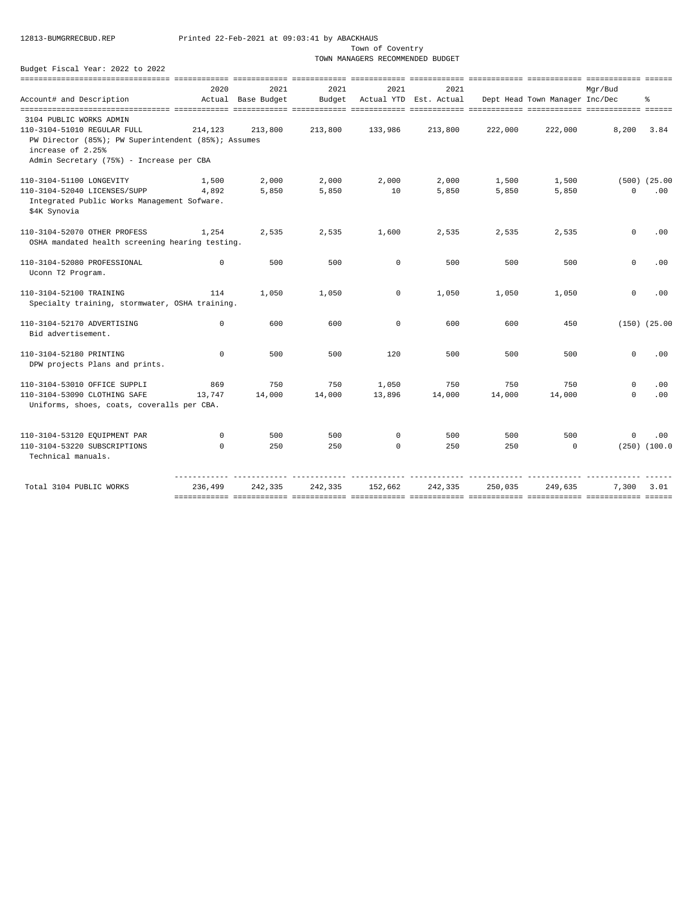12813-BUMGRRECBUD.REP Printed 22-Feb-2021 at 09:03:41 by ABACKHAUS

Town of Coventry

TOWN MANAGERS RECOMMENDED BUDGET

Budget Fiscal Year: 2022 to 2022

| Account# and Description | 2020 Actual | 2021 Base Budget | 2021 Budget | 2021 Actual YTD | 2021 Est. Actual | Dept Head | Town Manager | Mgr/Bud Inc/Dec | % |
|---|---|---|---|---|---|---|---|---|---|
| 3104 PUBLIC WORKS ADMIN | | | | | | | | | |
| 110-3104-51010 REGULAR FULL | 214,123 | 213,800 | 213,800 | 133,986 | 213,800 | 222,000 | 222,000 | 8,200 | 3.84 |
| PW Director (85%); PW Superintendent (85%); Assumes increase of 2.25% Admin Secretary (75%) - Increase per CBA | | | | | | | | | |
| 110-3104-51100 LONGEVITY | 1,500 | 2,000 | 2,000 | 2,000 | 2,000 | 1,500 | 1,500 | (500) | (25.00 |
| 110-3104-52040 LICENSES/SUPP | 4,892 | 5,850 | 5,850 | 10 | 5,850 | 5,850 | 5,850 | 0 | .00 |
| Integrated Public Works Management Sofware. $4K Synovia | | | | | | | | | |
| 110-3104-52070 OTHER PROFESS | 1,254 | 2,535 | 2,535 | 1,600 | 2,535 | 2,535 | 2,535 | 0 | .00 |
| OSHA mandated health screening hearing testing. | | | | | | | | | |
| 110-3104-52080 PROFESSIONAL | 0 | 500 | 500 | 0 | 500 | 500 | 500 | 0 | .00 |
| Uconn T2 Program. | | | | | | | | | |
| 110-3104-52100 TRAINING | 114 | 1,050 | 1,050 | 0 | 1,050 | 1,050 | 1,050 | 0 | .00 |
| Specialty training, stormwater, OSHA training. | | | | | | | | | |
| 110-3104-52170 ADVERTISING | 0 | 600 | 600 | 0 | 600 | 600 | 450 | (150) | (25.00 |
| Bid advertisement. | | | | | | | | | |
| 110-3104-52180 PRINTING | 0 | 500 | 500 | 120 | 500 | 500 | 500 | 0 | .00 |
| DPW projects Plans and prints. | | | | | | | | | |
| 110-3104-53010 OFFICE SUPPLI | 869 | 750 | 750 | 1,050 | 750 | 750 | 750 | 0 | .00 |
| 110-3104-53090 CLOTHING SAFE | 13,747 | 14,000 | 14,000 | 13,896 | 14,000 | 14,000 | 14,000 | 0 | .00 |
| Uniforms, shoes, coats, coveralls per CBA. | | | | | | | | | |
| 110-3104-53120 EQUIPMENT PAR | 0 | 500 | 500 | 0 | 500 | 500 | 500 | 0 | .00 |
| 110-3104-53220 SUBSCRIPTIONS | 0 | 250 | 250 | 0 | 250 | 250 | 0 | (250) | (100.0 |
| Technical manuals. | | | | | | | | | |
| Total 3104 PUBLIC WORKS | 236,499 | 242,335 | 242,335 | 152,662 | 242,335 | 250,035 | 249,635 | 7,300 | 3.01 |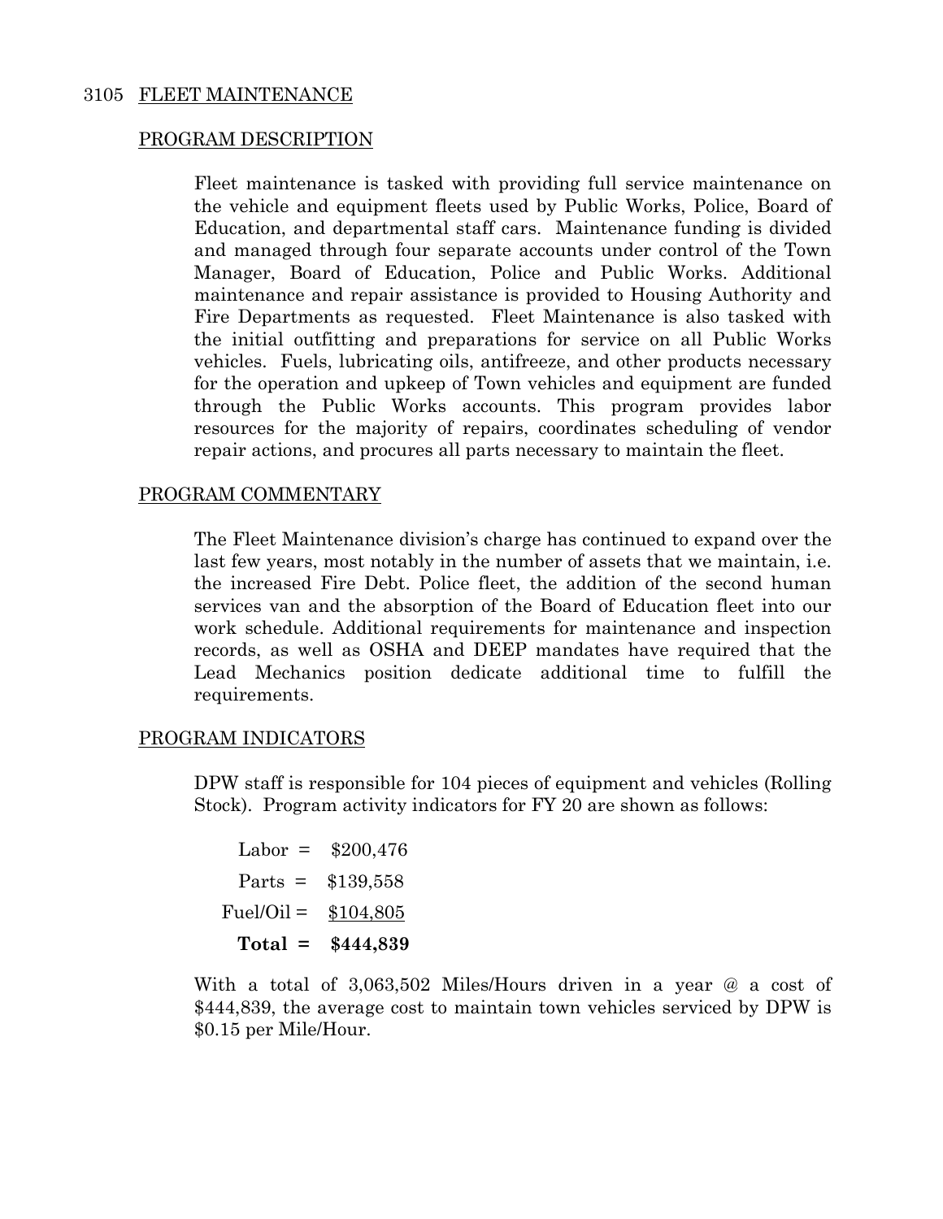## 3105 FLEET MAINTENANCE

### PROGRAM DESCRIPTION

Fleet maintenance is tasked with providing full service maintenance on the vehicle and equipment fleets used by Public Works, Police, Board of Education, and departmental staff cars. Maintenance funding is divided and managed through four separate accounts under control of the Town Manager, Board of Education, Police and Public Works. Additional maintenance and repair assistance is provided to Housing Authority and Fire Departments as requested. Fleet Maintenance is also tasked with the initial outfitting and preparations for service on all Public Works vehicles. Fuels, lubricating oils, antifreeze, and other products necessary for the operation and upkeep of Town vehicles and equipment are funded through the Public Works accounts. This program provides labor resources for the majority of repairs, coordinates scheduling of vendor repair actions, and procures all parts necessary to maintain the fleet.

### PROGRAM COMMENTARY

The Fleet Maintenance division's charge has continued to expand over the last few years, most notably in the number of assets that we maintain, i.e. the increased Fire Debt. Police fleet, the addition of the second human services van and the absorption of the Board of Education fleet into our work schedule. Additional requirements for maintenance and inspection records, as well as OSHA and DEEP mandates have required that the Lead Mechanics position dedicate additional time to fulfill the requirements.

### PROGRAM INDICATORS

DPW staff is responsible for 104 pieces of equipment and vehicles (Rolling Stock). Program activity indicators for FY 20 are shown as follows:

| | |
|---|---|
| Labor = | $200,476 |
| Parts = | $139,558 |
| Fuel/Oil = | $104,805 |
| **Total =** | **$444,839** |

With a total of 3,063,502 Miles/Hours driven in a year @ a cost of $444,839, the average cost to maintain town vehicles serviced by DPW is $0.15 per Mile/Hour.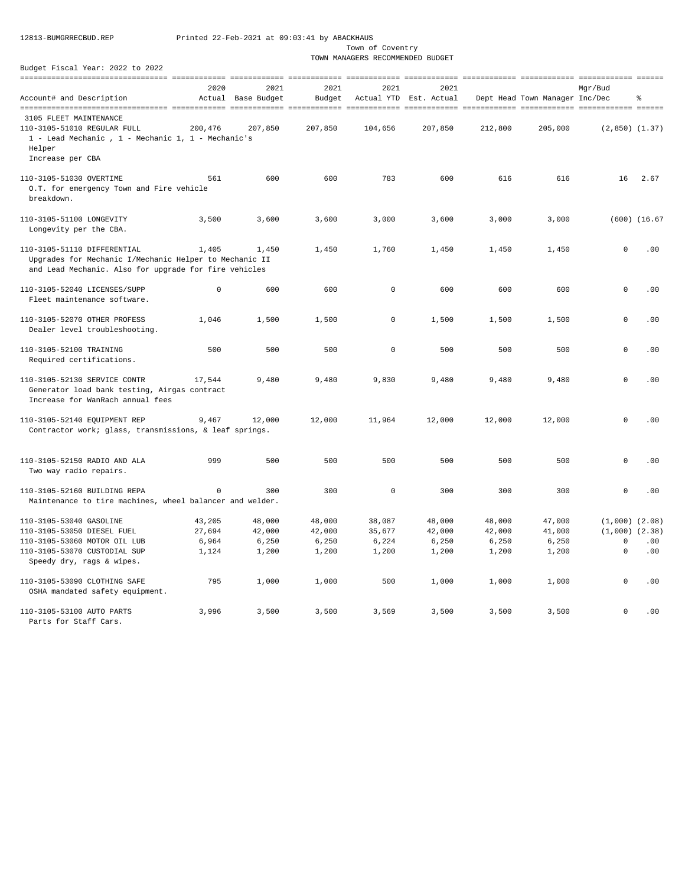12813-BUMGRRECBUD.REP Printed 22-Feb-2021 at 09:03:41 by ABACKHAUS

Town of Coventry

TOWN MANAGERS RECOMMENDED BUDGET

Budget Fiscal Year: 2022 to 2022

| Account# and Description | 2020 Actual | 2021 Base Budget | 2021 Budget | 2021 Actual YTD | 2021 Est. Actual | Dept Head | Town Manager | Mgr/Bud Inc/Dec | % |
|---|---|---|---|---|---|---|---|---|---|
| 3105 FLEET MAINTENANCE | | | | | | | | | |
| 110-3105-51010 REGULAR FULL | 200,476 | 207,850 | 207,850 | 104,656 | 207,850 | 212,800 | 205,000 | (2,850) | (1.37) |
| 1 - Lead Mechanic , 1 - Mechanic 1, 1 - Mechanic's Helper<br>Increase per CBA | | | | | | | | | |
| 110-3105-51030 OVERTIME | 561 | 600 | 600 | 783 | 600 | 616 | 616 | 16 | 2.67 |
| O.T. for emergency Town and Fire vehicle breakdown. | | | | | | | | | |
| 110-3105-51100 LONGEVITY | 3,500 | 3,600 | 3,600 | 3,000 | 3,600 | 3,000 | 3,000 | (600) | (16.67 |
| Longevity per the CBA. | | | | | | | | | |
| 110-3105-51110 DIFFERENTIAL | 1,405 | 1,450 | 1,450 | 1,760 | 1,450 | 1,450 | 1,450 | 0 | .00 |
| Upgrades for Mechanic I/Mechanic Helper to Mechanic II and Lead Mechanic. Also for upgrade for fire vehicles | | | | | | | | | |
| 110-3105-52040 LICENSES/SUPP | 0 | 600 | 600 | 0 | 600 | 600 | 600 | 0 | .00 |
| Fleet maintenance software. | | | | | | | | | |
| 110-3105-52070 OTHER PROFESS | 1,046 | 1,500 | 1,500 | 0 | 1,500 | 1,500 | 1,500 | 0 | .00 |
| Dealer level troubleshooting. | | | | | | | | | |
| 110-3105-52100 TRAINING | 500 | 500 | 500 | 0 | 500 | 500 | 500 | 0 | .00 |
| Required certifications. | | | | | | | | | |
| 110-3105-52130 SERVICE CONTR | 17,544 | 9,480 | 9,480 | 9,830 | 9,480 | 9,480 | 9,480 | 0 | .00 |
| Generator load bank testing, Airgas contract<br>Increase for WanRach annual fees | | | | | | | | | |
| 110-3105-52140 EQUIPMENT REP | 9,467 | 12,000 | 12,000 | 11,964 | 12,000 | 12,000 | 12,000 | 0 | .00 |
| Contractor work; glass, transmissions, & leaf springs. | | | | | | | | | |
| 110-3105-52150 RADIO AND ALA | 999 | 500 | 500 | 500 | 500 | 500 | 500 | 0 | .00 |
| Two way radio repairs. | | | | | | | | | |
| 110-3105-52160 BUILDING REPA | 0 | 300 | 300 | 0 | 300 | 300 | 300 | 0 | .00 |
| Maintenance to tire machines, wheel balancer and welder. | | | | | | | | | |
| 110-3105-53040 GASOLINE | 43,205 | 48,000 | 48,000 | 38,087 | 48,000 | 48,000 | 47,000 | (1,000) | (2.08) |
| 110-3105-53050 DIESEL FUEL | 27,694 | 42,000 | 42,000 | 35,677 | 42,000 | 42,000 | 41,000 | (1,000) | (2.38) |
| 110-3105-53060 MOTOR OIL LUB | 6,964 | 6,250 | 6,250 | 6,224 | 6,250 | 6,250 | 6,250 | 0 | .00 |
| 110-3105-53070 CUSTODIAL SUP | 1,124 | 1,200 | 1,200 | 1,200 | 1,200 | 1,200 | 1,200 | 0 | .00 |
| Speedy dry, rags & wipes. | | | | | | | | | |
| 110-3105-53090 CLOTHING SAFE | 795 | 1,000 | 1,000 | 500 | 1,000 | 1,000 | 1,000 | 0 | .00 |
| OSHA mandated safety equipment. | | | | | | | | | |
| 110-3105-53100 AUTO PARTS | 3,996 | 3,500 | 3,500 | 3,569 | 3,500 | 3,500 | 3,500 | 0 | .00 |
| Parts for Staff Cars. | | | | | | | | | |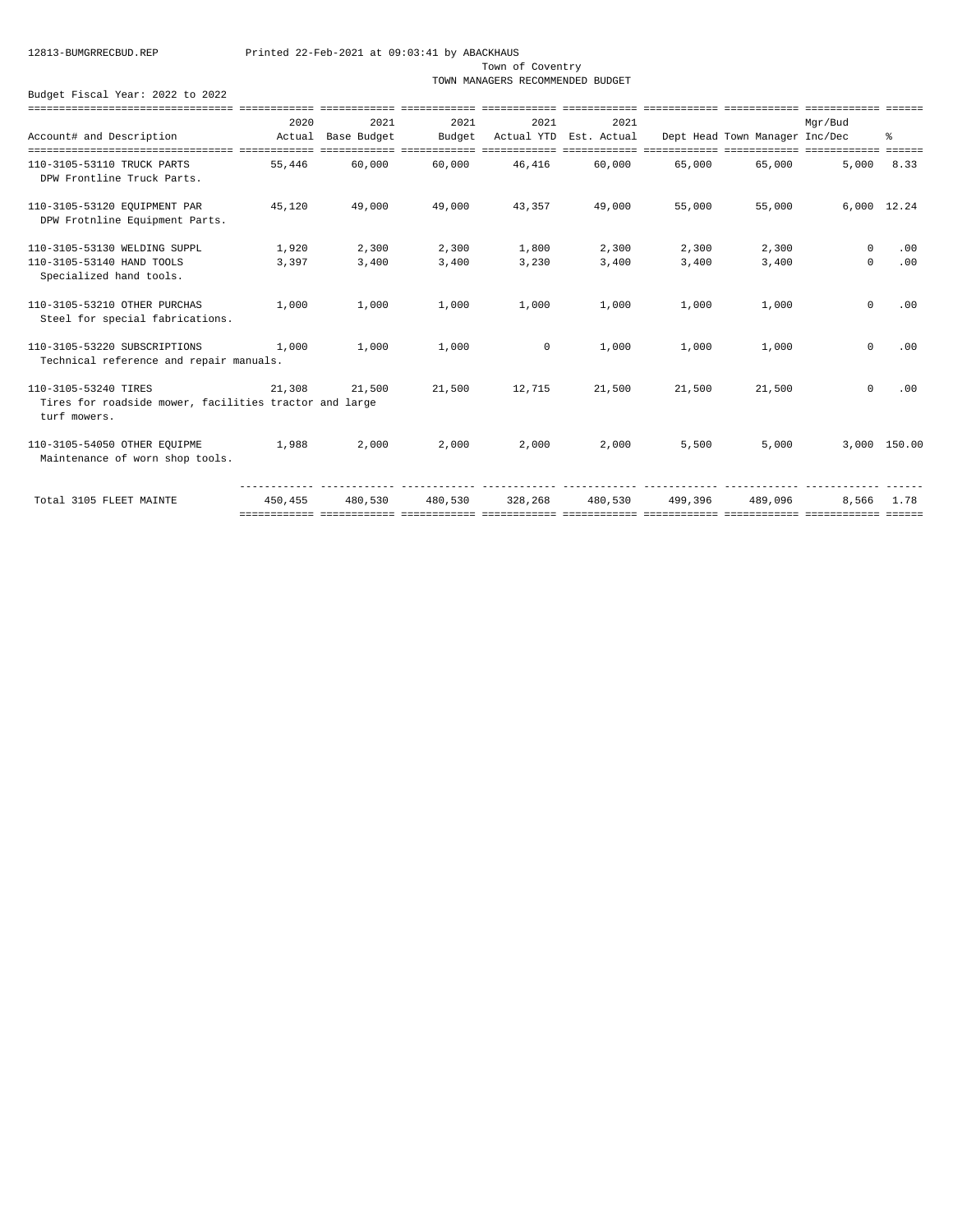12813-BUMGRRECBUD.REP Printed 22-Feb-2021 at 09:03:41 by ABACKHAUS

Town of Coventry

TOWN MANAGERS RECOMMENDED BUDGET

Budget Fiscal Year: 2022 to 2022

| Account# and Description | 2020 Actual | 2021 Base Budget | 2021 Budget | 2021 Actual YTD | 2021 Est. Actual | Dept Head | Town Manager | Mgr/Bud Inc/Dec | % |
|---|---|---|---|---|---|---|---|---|---|
| 110-3105-53110 TRUCK PARTS<br>DPW Frontline Truck Parts. | 55,446 | 60,000 | 60,000 | 46,416 | 60,000 | 65,000 | 65,000 | 5,000 | 8.33 |
| 110-3105-53120 EQUIPMENT PAR<br>DPW Frotnline Equipment Parts. | 45,120 | 49,000 | 49,000 | 43,357 | 49,000 | 55,000 | 55,000 | 6,000 | 12.24 |
| 110-3105-53130 WELDING SUPPL | 1,920 | 2,300 | 2,300 | 1,800 | 2,300 | 2,300 | 2,300 | 0 | .00 |
| 110-3105-53140 HAND TOOLS<br>Specialized hand tools. | 3,397 | 3,400 | 3,400 | 3,230 | 3,400 | 3,400 | 3,400 | 0 | .00 |
| 110-3105-53210 OTHER PURCHAS<br>Steel for special fabrications. | 1,000 | 1,000 | 1,000 | 1,000 | 1,000 | 1,000 | 1,000 | 0 | .00 |
| 110-3105-53220 SUBSCRIPTIONS<br>Technical reference and repair manuals. | 1,000 | 1,000 | 1,000 | 0 | 1,000 | 1,000 | 1,000 | 0 | .00 |
| 110-3105-53240 TIRES<br>Tires for roadside mower, facilities tractor and large turf mowers. | 21,308 | 21,500 | 21,500 | 12,715 | 21,500 | 21,500 | 21,500 | 0 | .00 |
| 110-3105-54050 OTHER EQUIPME<br>Maintenance of worn shop tools. | 1,988 | 2,000 | 2,000 | 2,000 | 2,000 | 5,500 | 5,000 | 3,000 | 150.00 |
| Total 3105 FLEET MAINTE | 450,455 | 480,530 | 480,530 | 328,268 | 480,530 | 499,396 | 489,096 | 8,566 | 1.78 |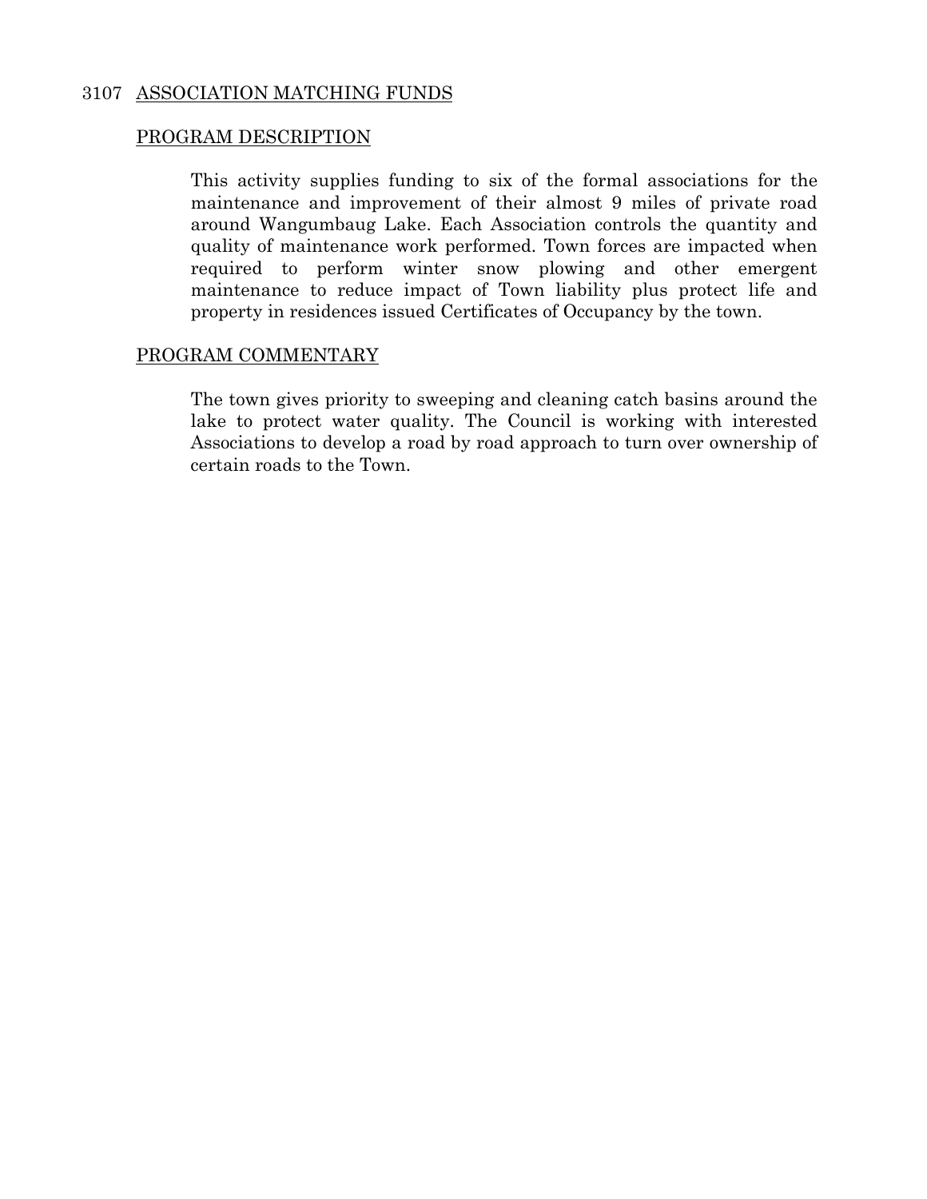## 3107 ASSOCIATION MATCHING FUNDS

### PROGRAM DESCRIPTION

This activity supplies funding to six of the formal associations for the maintenance and improvement of their almost 9 miles of private road around Wangumbaug Lake. Each Association controls the quantity and quality of maintenance work performed. Town forces are impacted when required to perform winter snow plowing and other emergent maintenance to reduce impact of Town liability plus protect life and property in residences issued Certificates of Occupancy by the town.

### PROGRAM COMMENTARY

The town gives priority to sweeping and cleaning catch basins around the lake to protect water quality. The Council is working with interested Associations to develop a road by road approach to turn over ownership of certain roads to the Town.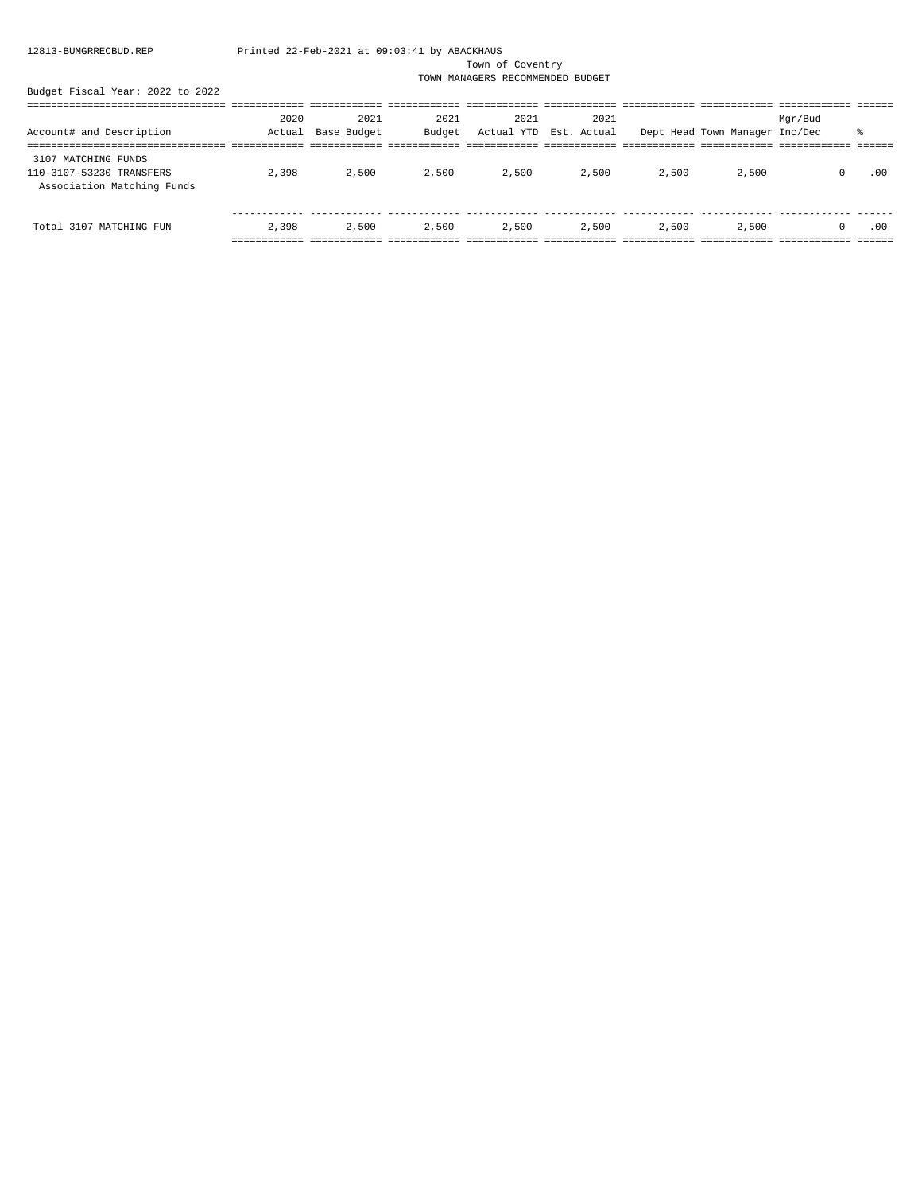Town of Coventry

TOWN MANAGERS RECOMMENDED BUDGET

Budget Fiscal Year: 2022 to 2022

| Account# and Description | 2020 Actual | 2021 Base Budget | 2021 Budget | 2021 Actual YTD | 2021 Est. Actual | Dept Head | Town Manager | Mgr/Bud Inc/Dec | % |
|---|---|---|---|---|---|---|---|---|---|
| 3107 MATCHING FUNDS | | | | | | | | | |
| 110-3107-53230 TRANSFERS Association Matching Funds | 2,398 | 2,500 | 2,500 | 2,500 | 2,500 | 2,500 | 2,500 | 0 | .00 |
| Total 3107 MATCHING FUN | 2,398 | 2,500 | 2,500 | 2,500 | 2,500 | 2,500 | 2,500 | 0 | .00 |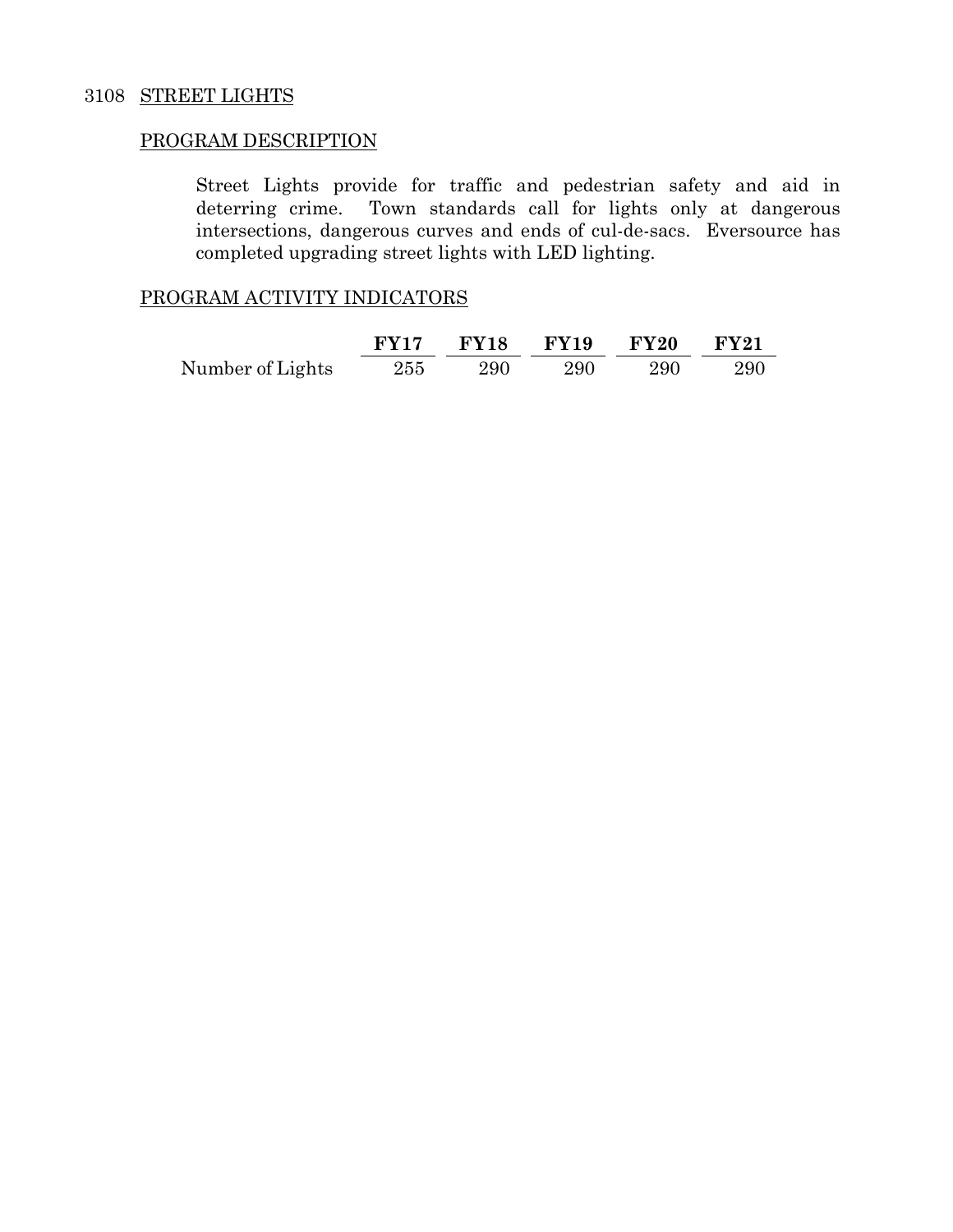## 3108 STREET LIGHTS

### PROGRAM DESCRIPTION

Street Lights provide for traffic and pedestrian safety and aid in deterring crime. Town standards call for lights only at dangerous intersections, dangerous curves and ends of cul-de-sacs. Eversource has completed upgrading street lights with LED lighting.

### PROGRAM ACTIVITY INDICATORS

| | **FY17** | **FY18** | **FY19** | **FY20** | **FY21** |
|---|---|---|---|---|---|
| Number of Lights | 255 | 290 | 290 | 290 | 290 |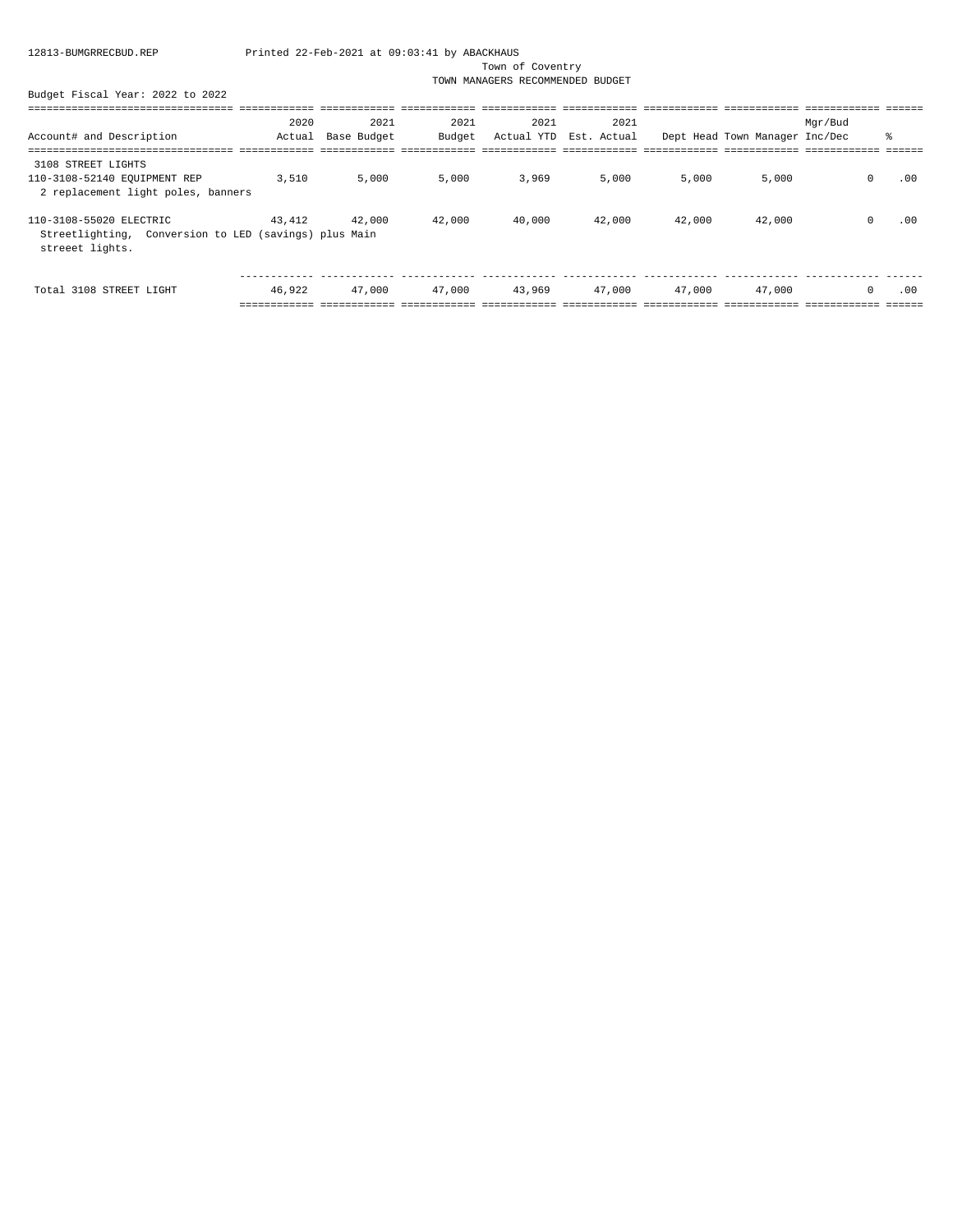Town of Coventry

TOWN MANAGERS RECOMMENDED BUDGET

Budget Fiscal Year: 2022 to 2022

| Account# and Description | 2020 Actual | 2021 Base Budget | 2021 Budget | 2021 Actual YTD | 2021 Est. Actual | Dept Head | Town Manager | Mgr/Bud Inc/Dec | % |
|---|---|---|---|---|---|---|---|---|---|
| 3108 STREET LIGHTS | | | | | | | | | |
| 110-3108-52140 EQUIPMENT REP | 3,510 | 5,000 | 5,000 | 3,969 | 5,000 | 5,000 | 5,000 | 0 | .00 |
| 2 replacement light poles, banners | | | | | | | | | |
| 110-3108-55020 ELECTRIC | 43,412 | 42,000 | 42,000 | 40,000 | 42,000 | 42,000 | 42,000 | 0 | .00 |
| Streetlighting, Conversion to LED (savings) plus Main streeet lights. | | | | | | | | | |
| Total 3108 STREET LIGHT | 46,922 | 47,000 | 47,000 | 43,969 | 47,000 | 47,000 | 47,000 | 0 | .00 |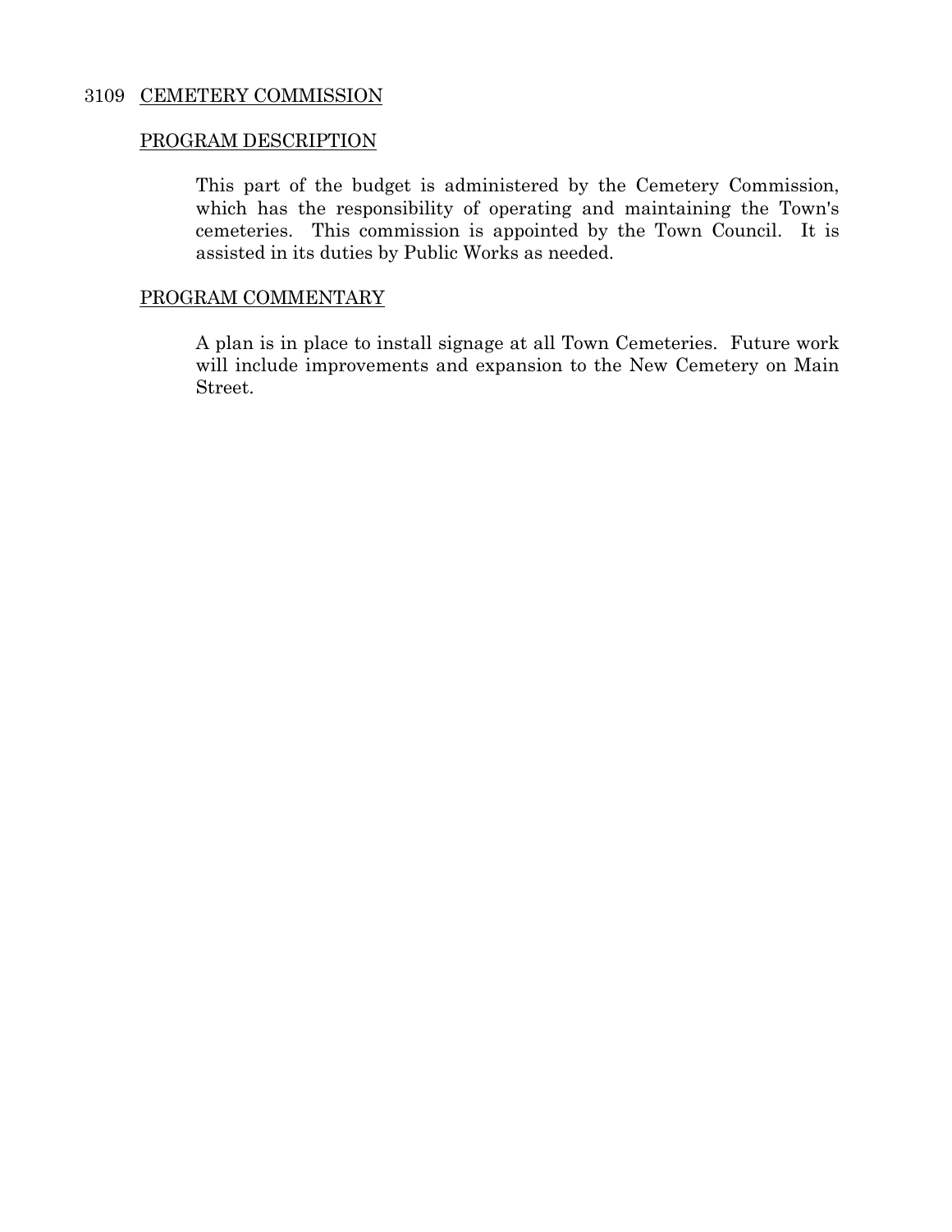## 3109 CEMETERY COMMISSION

### PROGRAM DESCRIPTION

This part of the budget is administered by the Cemetery Commission, which has the responsibility of operating and maintaining the Town's cemeteries. This commission is appointed by the Town Council. It is assisted in its duties by Public Works as needed.

### PROGRAM COMMENTARY

A plan is in place to install signage at all Town Cemeteries. Future work will include improvements and expansion to the New Cemetery on Main Street.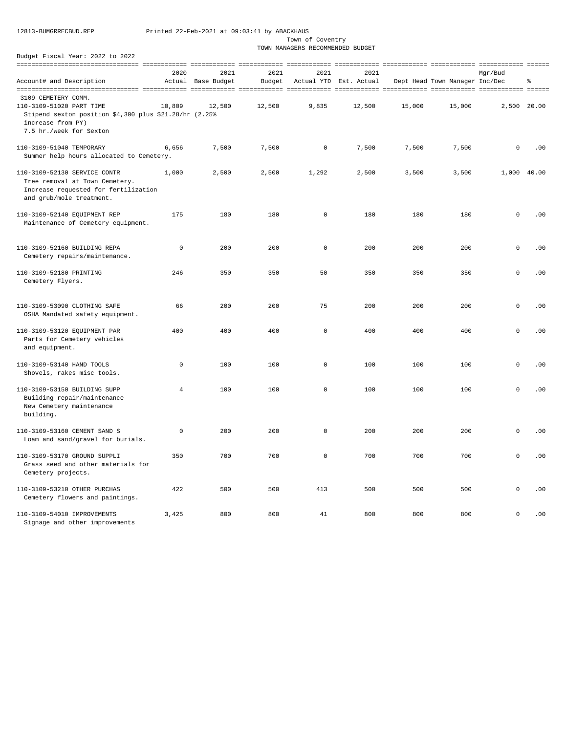Town of Coventry
TOWN MANAGERS RECOMMENDED BUDGET

Budget Fiscal Year: 2022 to 2022

| Account# and Description | 2020 Actual | 2021 Base Budget | 2021 Budget | 2021 Actual YTD | 2021 Est. Actual | Dept Head | Town Manager | Mgr/Bud Inc/Dec | % |
|---|---|---|---|---|---|---|---|---|---|
| 3109 CEMETERY COMM. | | | | | | | | | |
| 110-3109-51020 PART TIME<br>Stipend sexton position $4,300 plus $21.28/hr (2.25% increase from PY)<br>7.5 hr./week for Sexton | 10,809 | 12,500 | 12,500 | 9,835 | 12,500 | 15,000 | 15,000 | 2,500 | 20.00 |
| 110-3109-51040 TEMPORARY<br>Summer help hours allocated to Cemetery. | 6,656 | 7,500 | 7,500 | 0 | 7,500 | 7,500 | 7,500 | 0 | .00 |
| 110-3109-52130 SERVICE CONTR<br>Tree removal at Town Cemetery.<br>Increase requested for fertilization and grub/mole treatment. | 1,000 | 2,500 | 2,500 | 1,292 | 2,500 | 3,500 | 3,500 | 1,000 | 40.00 |
| 110-3109-52140 EQUIPMENT REP<br>Maintenance of Cemetery equipment. | 175 | 180 | 180 | 0 | 180 | 180 | 180 | 0 | .00 |
| 110-3109-52160 BUILDING REPA<br>Cemetery repairs/maintenance. | 0 | 200 | 200 | 0 | 200 | 200 | 200 | 0 | .00 |
| 110-3109-52180 PRINTING<br>Cemetery Flyers. | 246 | 350 | 350 | 50 | 350 | 350 | 350 | 0 | .00 |
| 110-3109-53090 CLOTHING SAFE<br>OSHA Mandated safety equipment. | 66 | 200 | 200 | 75 | 200 | 200 | 200 | 0 | .00 |
| 110-3109-53120 EQUIPMENT PAR<br>Parts for Cemetery vehicles and equipment. | 400 | 400 | 400 | 0 | 400 | 400 | 400 | 0 | .00 |
| 110-3109-53140 HAND TOOLS<br>Shovels, rakes misc tools. | 0 | 100 | 100 | 0 | 100 | 100 | 100 | 0 | .00 |
| 110-3109-53150 BUILDING SUPP<br>Building repair/maintenance<br>New Cemetery maintenance building. | 4 | 100 | 100 | 0 | 100 | 100 | 100 | 0 | .00 |
| 110-3109-53160 CEMENT SAND S<br>Loam and sand/gravel for burials. | 0 | 200 | 200 | 0 | 200 | 200 | 200 | 0 | .00 |
| 110-3109-53170 GROUND SUPPLI<br>Grass seed and other materials for Cemetery projects. | 350 | 700 | 700 | 0 | 700 | 700 | 700 | 0 | .00 |
| 110-3109-53210 OTHER PURCHAS<br>Cemetery flowers and paintings. | 422 | 500 | 500 | 413 | 500 | 500 | 500 | 0 | .00 |
| 110-3109-54010 IMPROVEMENTS<br>Signage and other improvements | 3,425 | 800 | 800 | 41 | 800 | 800 | 800 | 0 | .00 |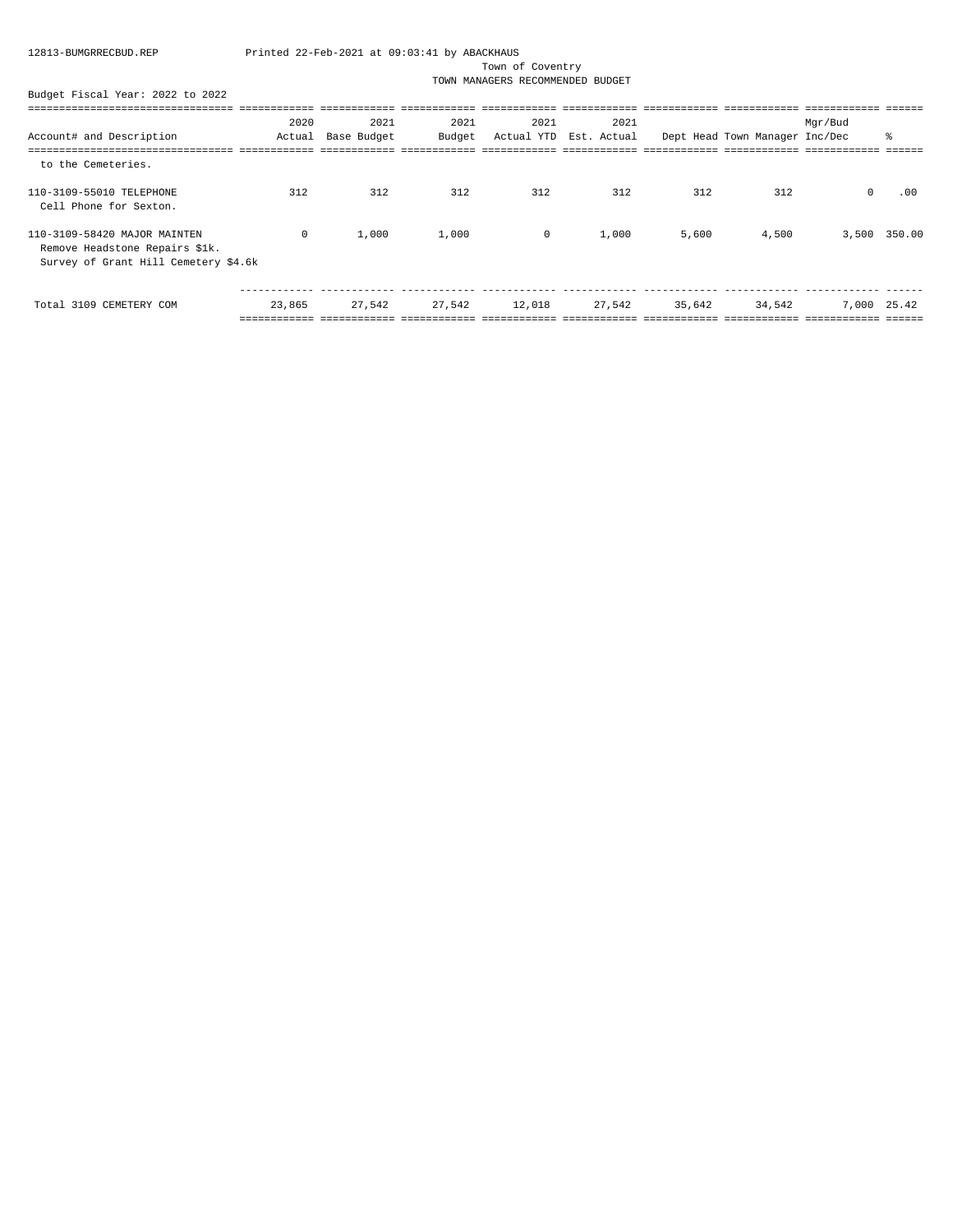Town of Coventry

TOWN MANAGERS RECOMMENDED BUDGET

Budget Fiscal Year: 2022 to 2022

| Account# and Description | 2020 Actual | 2021 Base Budget | 2021 Budget | 2021 Actual YTD | 2021 Est. Actual | Dept Head | Town Manager | Mgr/Bud Inc/Dec | % |
|---|---|---|---|---|---|---|---|---|---|
| to the Cemeteries. | | | | | | | | | |
| 110-3109-55010 TELEPHONE<br>Cell Phone for Sexton. | 312 | 312 | 312 | 312 | 312 | 312 | 312 | 0 | .00 |
| 110-3109-58420 MAJOR MAINTEN<br>Remove Headstone Repairs $1k.<br>Survey of Grant Hill Cemetery $4.6k | 0 | 1,000 | 1,000 | 0 | 1,000 | 5,600 | 4,500 | 3,500 | 350.00 |
| Total 3109 CEMETERY COM | 23,865 | 27,542 | 27,542 | 12,018 | 27,542 | 35,642 | 34,542 | 7,000 | 25.42 |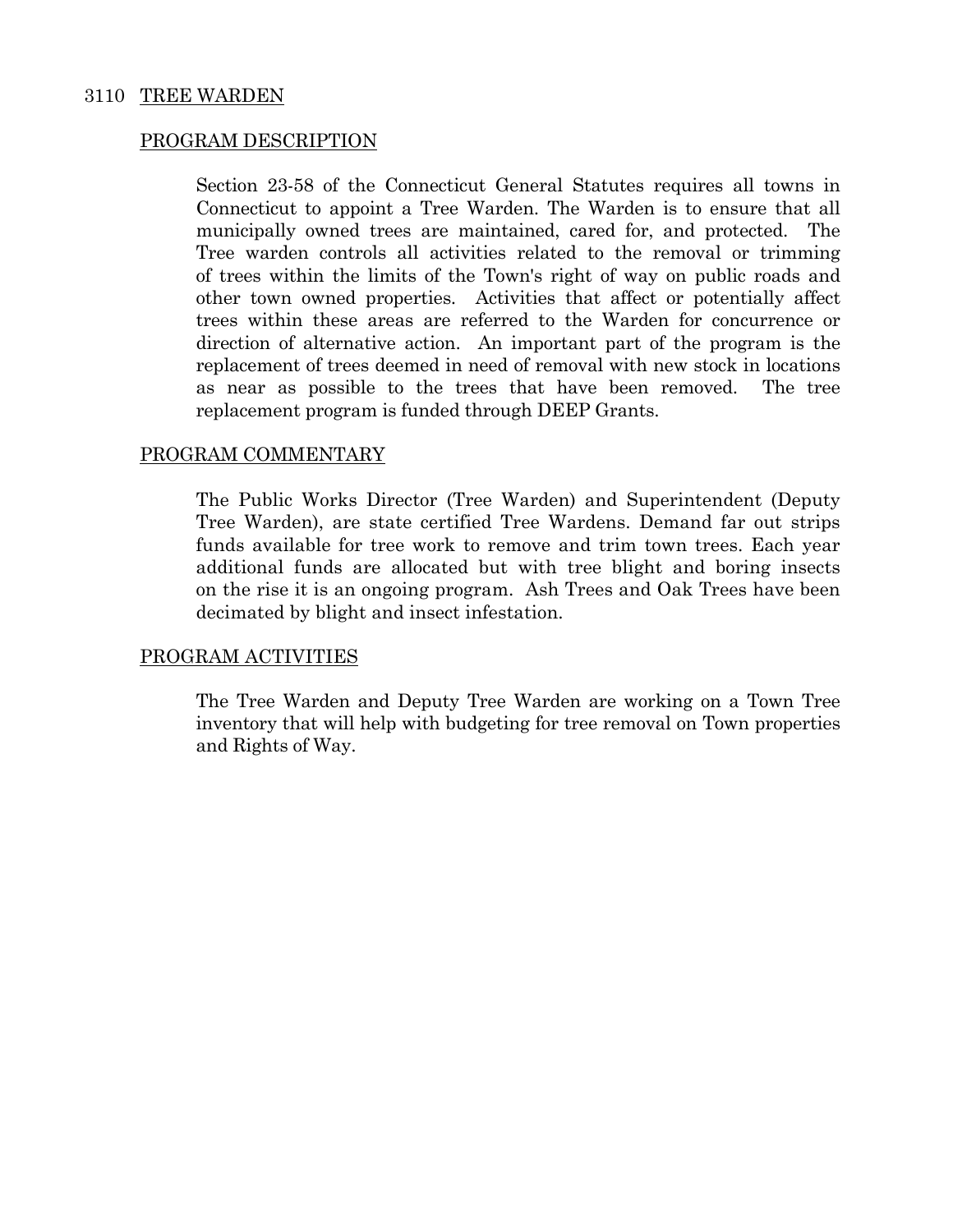# 3110 TREE WARDEN

## PROGRAM DESCRIPTION

Section 23-58 of the Connecticut General Statutes requires all towns in Connecticut to appoint a Tree Warden. The Warden is to ensure that all municipally owned trees are maintained, cared for, and protected. The Tree warden controls all activities related to the removal or trimming of trees within the limits of the Town's right of way on public roads and other town owned properties. Activities that affect or potentially affect trees within these areas are referred to the Warden for concurrence or direction of alternative action. An important part of the program is the replacement of trees deemed in need of removal with new stock in locations as near as possible to the trees that have been removed. The tree replacement program is funded through DEEP Grants.

## PROGRAM COMMENTARY

The Public Works Director (Tree Warden) and Superintendent (Deputy Tree Warden), are state certified Tree Wardens. Demand far out strips funds available for tree work to remove and trim town trees. Each year additional funds are allocated but with tree blight and boring insects on the rise it is an ongoing program. Ash Trees and Oak Trees have been decimated by blight and insect infestation.

## PROGRAM ACTIVITIES

The Tree Warden and Deputy Tree Warden are working on a Town Tree inventory that will help with budgeting for tree removal on Town properties and Rights of Way.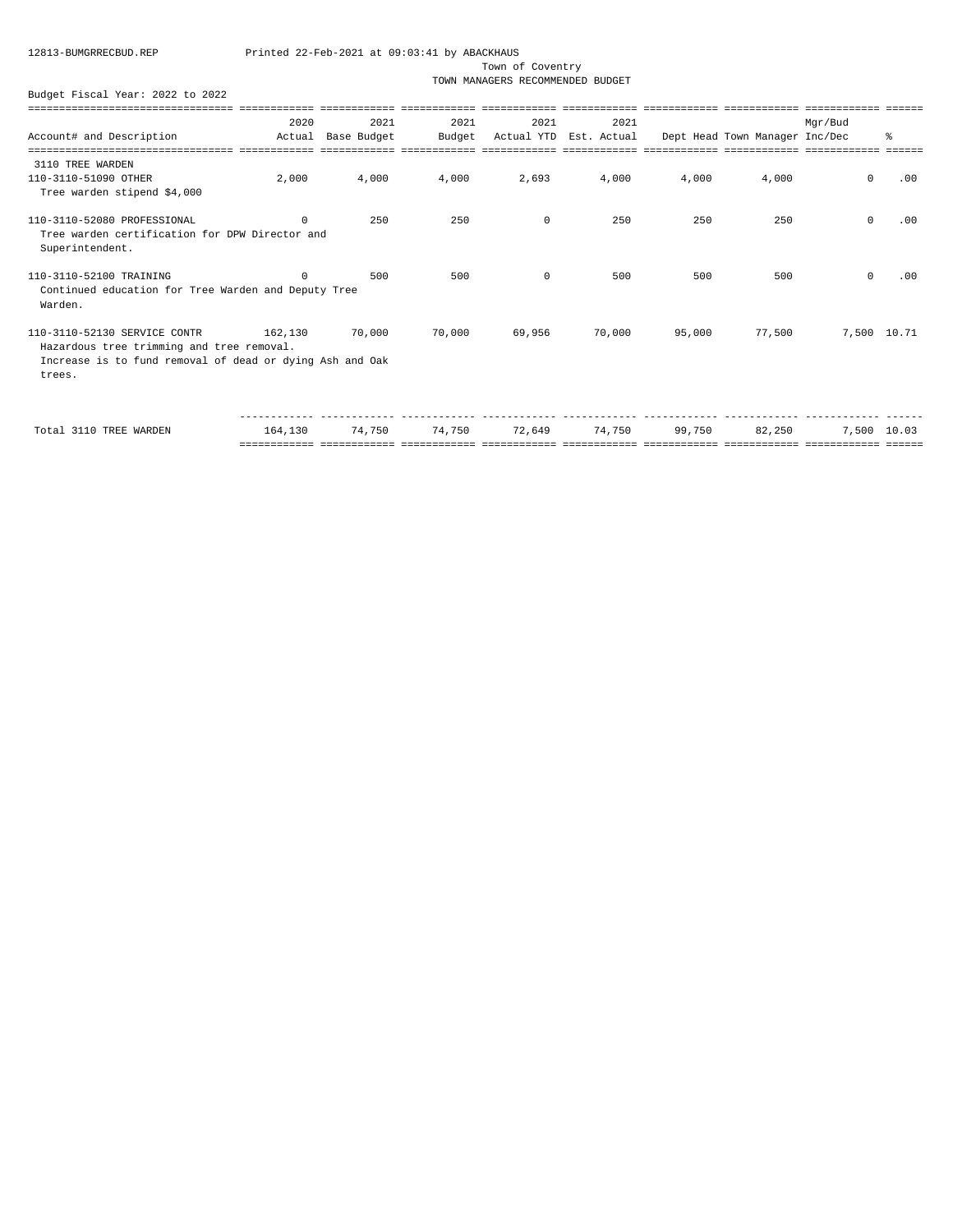12813-BUMGRRECBUD.REP Printed 22-Feb-2021 at 09:03:41 by ABACKHAUS

Town of Coventry

TOWN MANAGERS RECOMMENDED BUDGET

Budget Fiscal Year: 2022 to 2022

| Account# and Description | 2020 Actual | 2021 Base Budget | 2021 Budget | 2021 Actual YTD | 2021 Est. Actual | Dept Head | Town Manager | Mgr/Bud Inc/Dec | % |
|---|---|---|---|---|---|---|---|---|---|
| 3110 TREE WARDEN | | | | | | | | | |
| 110-3110-51090 OTHER | 2,000 | 4,000 | 4,000 | 2,693 | 4,000 | 4,000 | 4,000 | 0 | .00 |
| Tree warden stipend $4,000 | | | | | | | | | |
| 110-3110-52080 PROFESSIONAL | 0 | 250 | 250 | 0 | 250 | 250 | 250 | 0 | .00 |
| Tree warden certification for DPW Director and Superintendent. | | | | | | | | | |
| 110-3110-52100 TRAINING | 0 | 500 | 500 | 0 | 500 | 500 | 500 | 0 | .00 |
| Continued education for Tree Warden and Deputy Tree Warden. | | | | | | | | | |
| 110-3110-52130 SERVICE CONTR | 162,130 | 70,000 | 70,000 | 69,956 | 70,000 | 95,000 | 77,500 | 7,500 | 10.71 |
| Hazardous tree trimming and tree removal. Increase is to fund removal of dead or dying Ash and Oak trees. | | | | | | | | | |
| Total 3110 TREE WARDEN | 164,130 | 74,750 | 74,750 | 72,649 | 74,750 | 99,750 | 82,250 | 7,500 | 10.03 |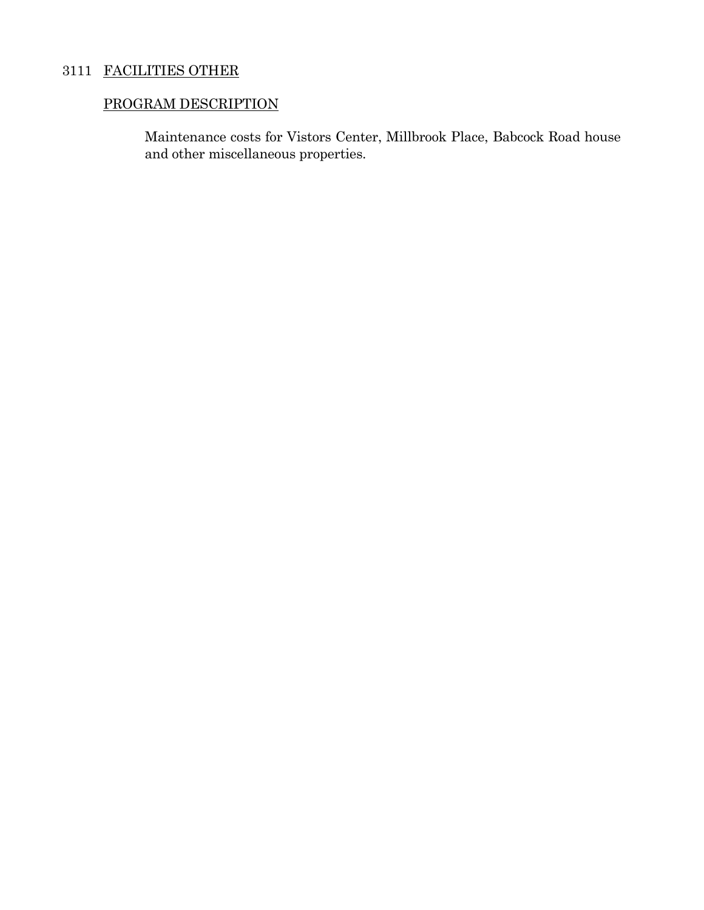## 3111 FACILITIES OTHER

### PROGRAM DESCRIPTION

Maintenance costs for Vistors Center, Millbrook Place, Babcock Road house and other miscellaneous properties.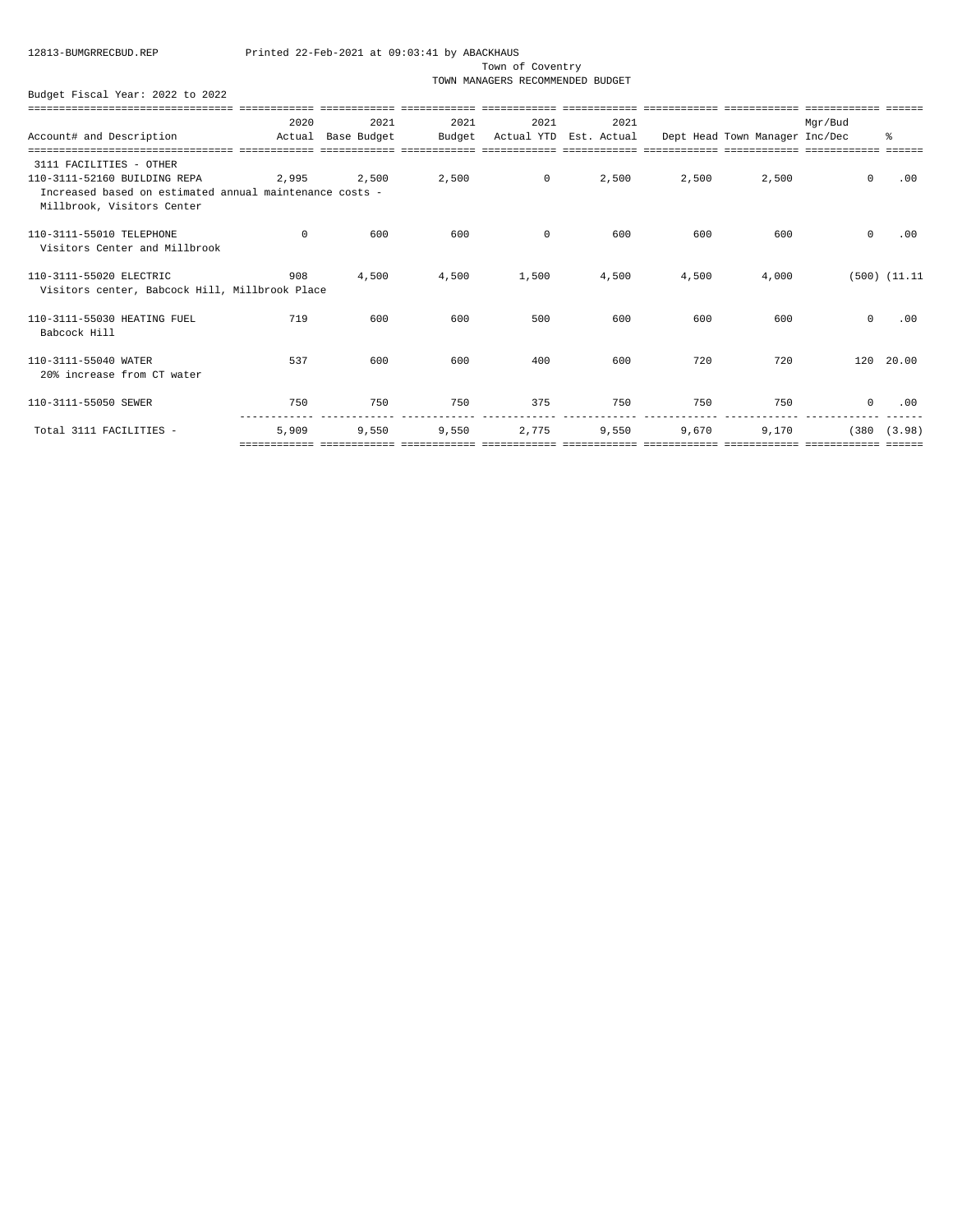12813-BUMGRRECBUD.REP Printed 22-Feb-2021 at 09:03:41 by ABACKHAUS

Town of Coventry
TOWN MANAGERS RECOMMENDED BUDGET

Budget Fiscal Year: 2022 to 2022

| Account# and Description | 2020 Actual | 2021 Base Budget | 2021 Budget | 2021 Actual YTD | 2021 Est. Actual | Dept Head | Town Manager | Mgr/Bud Inc/Dec | % |
|---|---|---|---|---|---|---|---|---|---|
| 3111 FACILITIES - OTHER | | | | | | | | | |
| 110-3111-52160 BUILDING REPA | 2,995 | 2,500 | 2,500 | 0 | 2,500 | 2,500 | 2,500 | 0 | .00 |
| Increased based on estimated annual maintenance costs - Millbrook, Visitors Center | | | | | | | | | |
| 110-3111-55010 TELEPHONE | 0 | 600 | 600 | 0 | 600 | 600 | 600 | 0 | .00 |
| Visitors Center and Millbrook | | | | | | | | | |
| 110-3111-55020 ELECTRIC | 908 | 4,500 | 4,500 | 1,500 | 4,500 | 4,500 | 4,000 | (500) | (11.11 |
| Visitors center, Babcock Hill, Millbrook Place | | | | | | | | | |
| 110-3111-55030 HEATING FUEL | 719 | 600 | 600 | 500 | 600 | 600 | 600 | 0 | .00 |
| Babcock Hill | | | | | | | | | |
| 110-3111-55040 WATER | 537 | 600 | 600 | 400 | 600 | 720 | 720 | 120 | 20.00 |
| 20% increase from CT water | | | | | | | | | |
| 110-3111-55050 SEWER | 750 | 750 | 750 | 375 | 750 | 750 | 750 | 0 | .00 |
| Total 3111 FACILITIES - | 5,909 | 9,550 | 9,550 | 2,775 | 9,550 | 9,670 | 9,170 | (380 | (3.98) |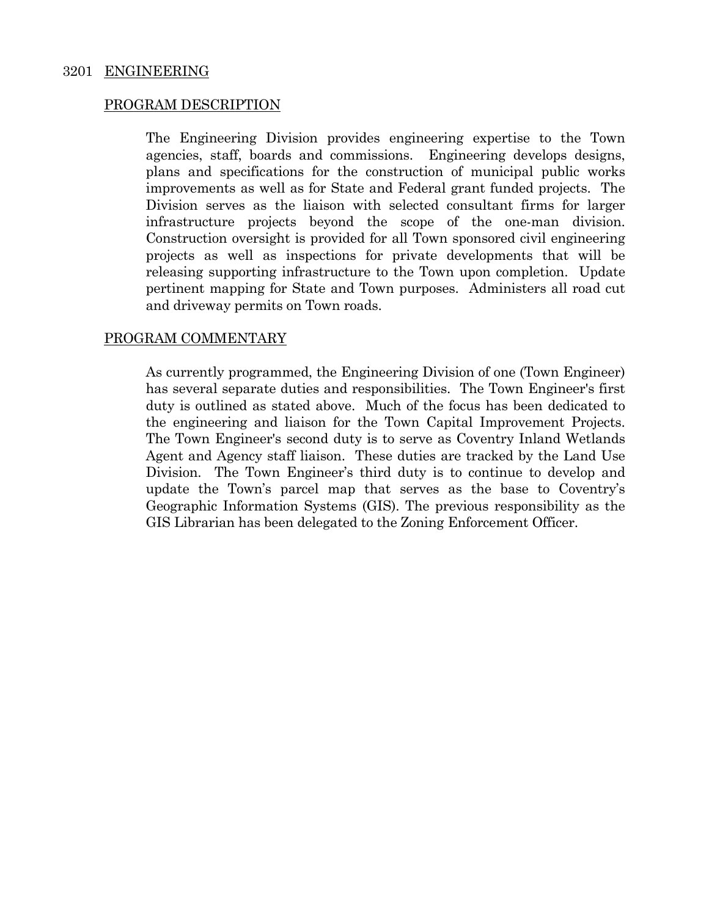## 3201 ENGINEERING

### PROGRAM DESCRIPTION

The Engineering Division provides engineering expertise to the Town agencies, staff, boards and commissions. Engineering develops designs, plans and specifications for the construction of municipal public works improvements as well as for State and Federal grant funded projects. The Division serves as the liaison with selected consultant firms for larger infrastructure projects beyond the scope of the one-man division. Construction oversight is provided for all Town sponsored civil engineering projects as well as inspections for private developments that will be releasing supporting infrastructure to the Town upon completion. Update pertinent mapping for State and Town purposes. Administers all road cut and driveway permits on Town roads.

### PROGRAM COMMENTARY

As currently programmed, the Engineering Division of one (Town Engineer) has several separate duties and responsibilities. The Town Engineer's first duty is outlined as stated above. Much of the focus has been dedicated to the engineering and liaison for the Town Capital Improvement Projects. The Town Engineer's second duty is to serve as Coventry Inland Wetlands Agent and Agency staff liaison. These duties are tracked by the Land Use Division. The Town Engineer's third duty is to continue to develop and update the Town's parcel map that serves as the base to Coventry's Geographic Information Systems (GIS). The previous responsibility as the GIS Librarian has been delegated to the Zoning Enforcement Officer.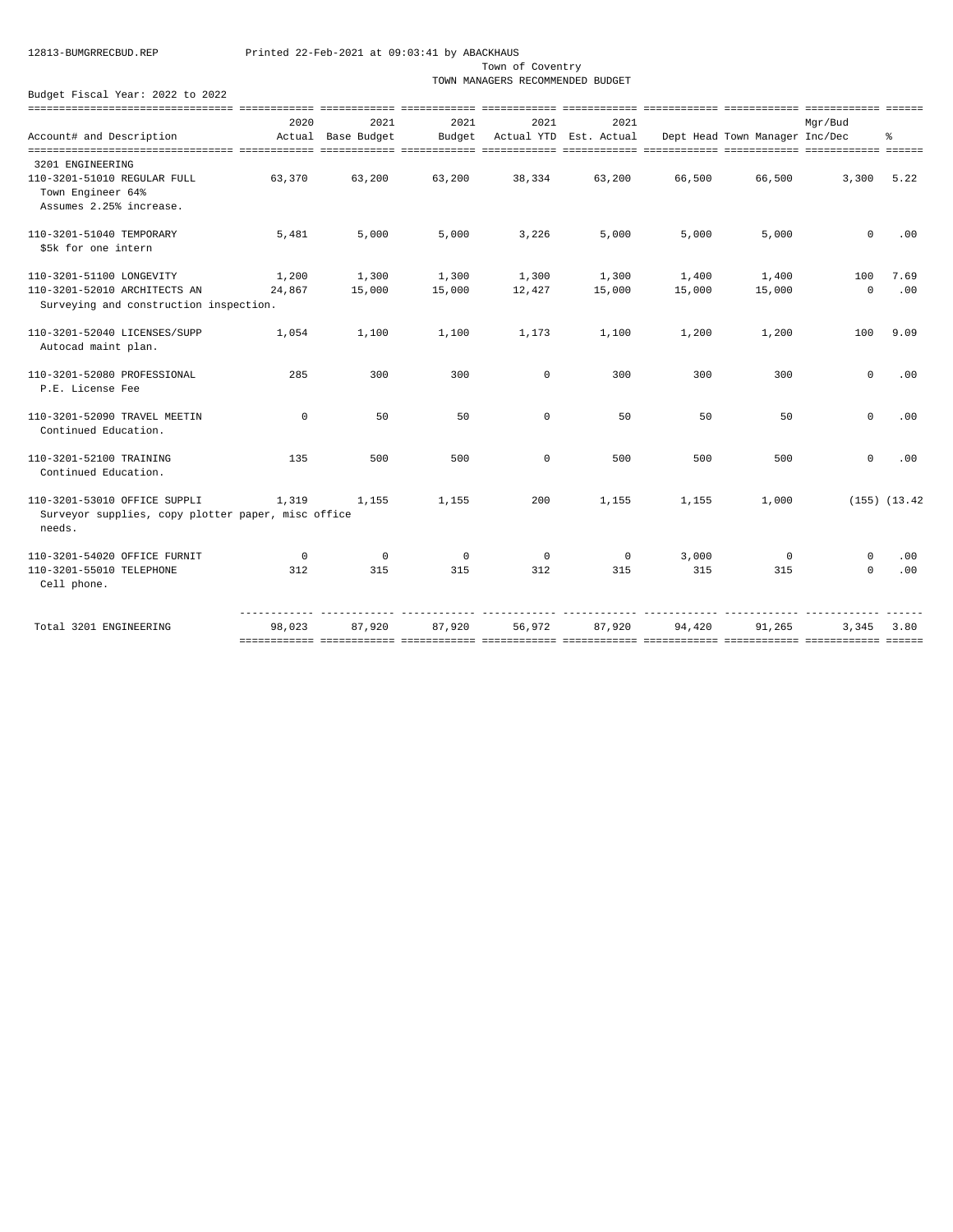12813-BUMGRRECBUD.REP Printed 22-Feb-2021 at 09:03:41 by ABACKHAUS

Town of Coventry

TOWN MANAGERS RECOMMENDED BUDGET

Budget Fiscal Year: 2022 to 2022

| Account# and Description | 2020 Actual | 2021 Base Budget | 2021 Budget | 2021 Actual YTD | 2021 Est. Actual | Dept Head | Town Manager | Mgr/Bud Inc/Dec | % |
|---|---|---|---|---|---|---|---|---|---|
| 3201 ENGINEERING | | | | | | | | | |
| 110-3201-51010 REGULAR FULL<br>Town Engineer 64%<br>Assumes 2.25% increase. | 63,370 | 63,200 | 63,200 | 38,334 | 63,200 | 66,500 | 66,500 | 3,300 | 5.22 |
| 110-3201-51040 TEMPORARY<br>$5k for one intern | 5,481 | 5,000 | 5,000 | 3,226 | 5,000 | 5,000 | 5,000 | 0 | .00 |
| 110-3201-51100 LONGEVITY | 1,200 | 1,300 | 1,300 | 1,300 | 1,300 | 1,400 | 1,400 | 100 | 7.69 |
| 110-3201-52010 ARCHITECTS AN<br>Surveying and construction inspection. | 24,867 | 15,000 | 15,000 | 12,427 | 15,000 | 15,000 | 15,000 | 0 | .00 |
| 110-3201-52040 LICENSES/SUPP<br>Autocad maint plan. | 1,054 | 1,100 | 1,100 | 1,173 | 1,100 | 1,200 | 1,200 | 100 | 9.09 |
| 110-3201-52080 PROFESSIONAL<br>P.E. License Fee | 285 | 300 | 300 | 0 | 300 | 300 | 300 | 0 | .00 |
| 110-3201-52090 TRAVEL MEETIN<br>Continued Education. | 0 | 50 | 50 | 0 | 50 | 50 | 50 | 0 | .00 |
| 110-3201-52100 TRAINING<br>Continued Education. | 135 | 500 | 500 | 0 | 500 | 500 | 500 | 0 | .00 |
| 110-3201-53010 OFFICE SUPPLI<br>Surveyor supplies, copy plotter paper, misc office needs. | 1,319 | 1,155 | 1,155 | 200 | 1,155 | 1,155 | 1,000 | (155) | (13.42 |
| 110-3201-54020 OFFICE FURNIT | 0 | 0 | 0 | 0 | 0 | 3,000 | 0 | 0 | .00 |
| 110-3201-55010 TELEPHONE<br>Cell phone. | 312 | 315 | 315 | 312 | 315 | 315 | 315 | 0 | .00 |
| Total 3201 ENGINEERING | 98,023 | 87,920 | 87,920 | 56,972 | 87,920 | 94,420 | 91,265 | 3,345 | 3.80 |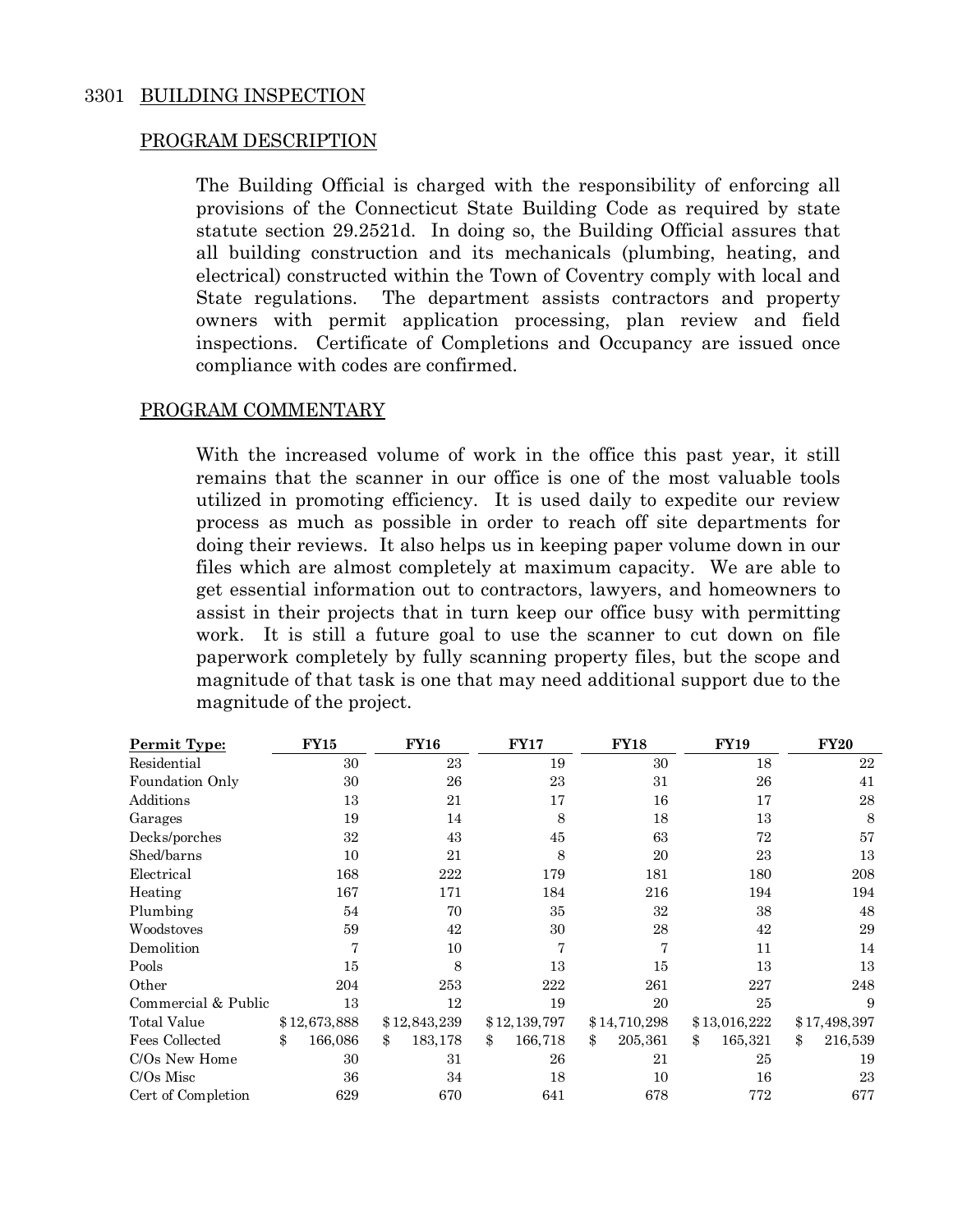## 3301 BUILDING INSPECTION

### PROGRAM DESCRIPTION

The Building Official is charged with the responsibility of enforcing all provisions of the Connecticut State Building Code as required by state statute section 29.2521d. In doing so, the Building Official assures that all building construction and its mechanicals (plumbing, heating, and electrical) constructed within the Town of Coventry comply with local and State regulations. The department assists contractors and property owners with permit application processing, plan review and field inspections. Certificate of Completions and Occupancy are issued once compliance with codes are confirmed.

### PROGRAM COMMENTARY

With the increased volume of work in the office this past year, it still remains that the scanner in our office is one of the most valuable tools utilized in promoting efficiency. It is used daily to expedite our review process as much as possible in order to reach off site departments for doing their reviews. It also helps us in keeping paper volume down in our files which are almost completely at maximum capacity. We are able to get essential information out to contractors, lawyers, and homeowners to assist in their projects that in turn keep our office busy with permitting work. It is still a future goal to use the scanner to cut down on file paperwork completely by fully scanning property files, but the scope and magnitude of that task is one that may need additional support due to the magnitude of the project.

| Permit Type: | FY15 | FY16 | FY17 | FY18 | FY19 | FY20 |
|---|---|---|---|---|---|---|
| Residential | 30 | 23 | 19 | 30 | 18 | 22 |
| Foundation Only | 30 | 26 | 23 | 31 | 26 | 41 |
| Additions | 13 | 21 | 17 | 16 | 17 | 28 |
| Garages | 19 | 14 | 8 | 18 | 13 | 8 |
| Decks/porches | 32 | 43 | 45 | 63 | 72 | 57 |
| Shed/barns | 10 | 21 | 8 | 20 | 23 | 13 |
| Electrical | 168 | 222 | 179 | 181 | 180 | 208 |
| Heating | 167 | 171 | 184 | 216 | 194 | 194 |
| Plumbing | 54 | 70 | 35 | 32 | 38 | 48 |
| Woodstoves | 59 | 42 | 30 | 28 | 42 | 29 |
| Demolition | 7 | 10 | 7 | 7 | 11 | 14 |
| Pools | 15 | 8 | 13 | 15 | 13 | 13 |
| Other | 204 | 253 | 222 | 261 | 227 | 248 |
| Commercial & Public | 13 | 12 | 19 | 20 | 25 | 9 |
| Total Value | $12,673,888 | $12,843,239 | $12,139,797 | $14,710,298 | $13,016,222 | $17,498,397 |
| Fees Collected | $ 166,086 | $ 183,178 | $ 166,718 | $ 205,361 | $ 165,321 | $ 216,539 |
| C/Os New Home | 30 | 31 | 26 | 21 | 25 | 19 |
| C/Os Misc | 36 | 34 | 18 | 10 | 16 | 23 |
| Cert of Completion | 629 | 670 | 641 | 678 | 772 | 677 |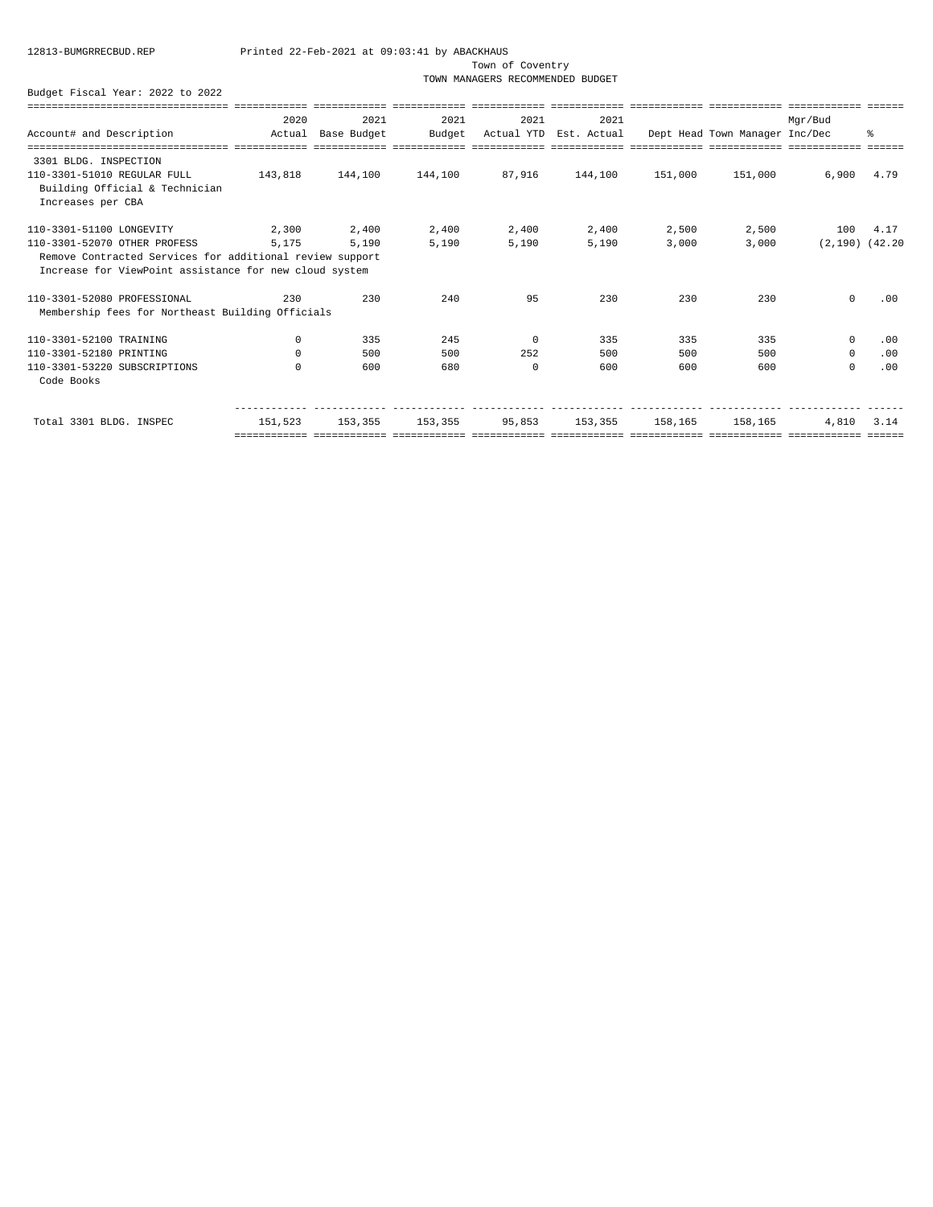12813-BUMGRRECBUD.REP Printed 22-Feb-2021 at 09:03:41 by ABACKHAUS

Town of Coventry
TOWN MANAGERS RECOMMENDED BUDGET

Budget Fiscal Year: 2022 to 2022

| Account# and Description | 2020 Actual | 2021 Base Budget | 2021 Budget | 2021 Actual YTD | 2021 Est. Actual | Dept Head | Town Manager | Mgr/Bud Inc/Dec | % |
|---|---|---|---|---|---|---|---|---|---|
| 3301 BLDG. INSPECTION | | | | | | | | | |
| 110-3301-51010 REGULAR FULL | 143,818 | 144,100 | 144,100 | 87,916 | 144,100 | 151,000 | 151,000 | 6,900 | 4.79 |
| Building Official & Technician<br>Increases per CBA | | | | | | | | | |
| 110-3301-51100 LONGEVITY | 2,300 | 2,400 | 2,400 | 2,400 | 2,400 | 2,500 | 2,500 | 100 | 4.17 |
| 110-3301-52070 OTHER PROFESS | 5,175 | 5,190 | 5,190 | 5,190 | 5,190 | 3,000 | 3,000 | (2,190) | (42.20 |
| Remove Contracted Services for additional review support<br>Increase for ViewPoint assistance for new cloud system | | | | | | | | | |
| 110-3301-52080 PROFESSIONAL | 230 | 230 | 240 | 95 | 230 | 230 | 230 | 0 | .00 |
| Membership fees for Northeast Building Officials | | | | | | | | | |
| 110-3301-52100 TRAINING | 0 | 335 | 245 | 0 | 335 | 335 | 335 | 0 | .00 |
| 110-3301-52180 PRINTING | 0 | 500 | 500 | 252 | 500 | 500 | 500 | 0 | .00 |
| 110-3301-53220 SUBSCRIPTIONS | 0 | 600 | 680 | 0 | 600 | 600 | 600 | 0 | .00 |
| Code Books | | | | | | | | | |
| Total 3301 BLDG. INSPEC | 151,523 | 153,355 | 153,355 | 95,853 | 153,355 | 158,165 | 158,165 | 4,810 | 3.14 |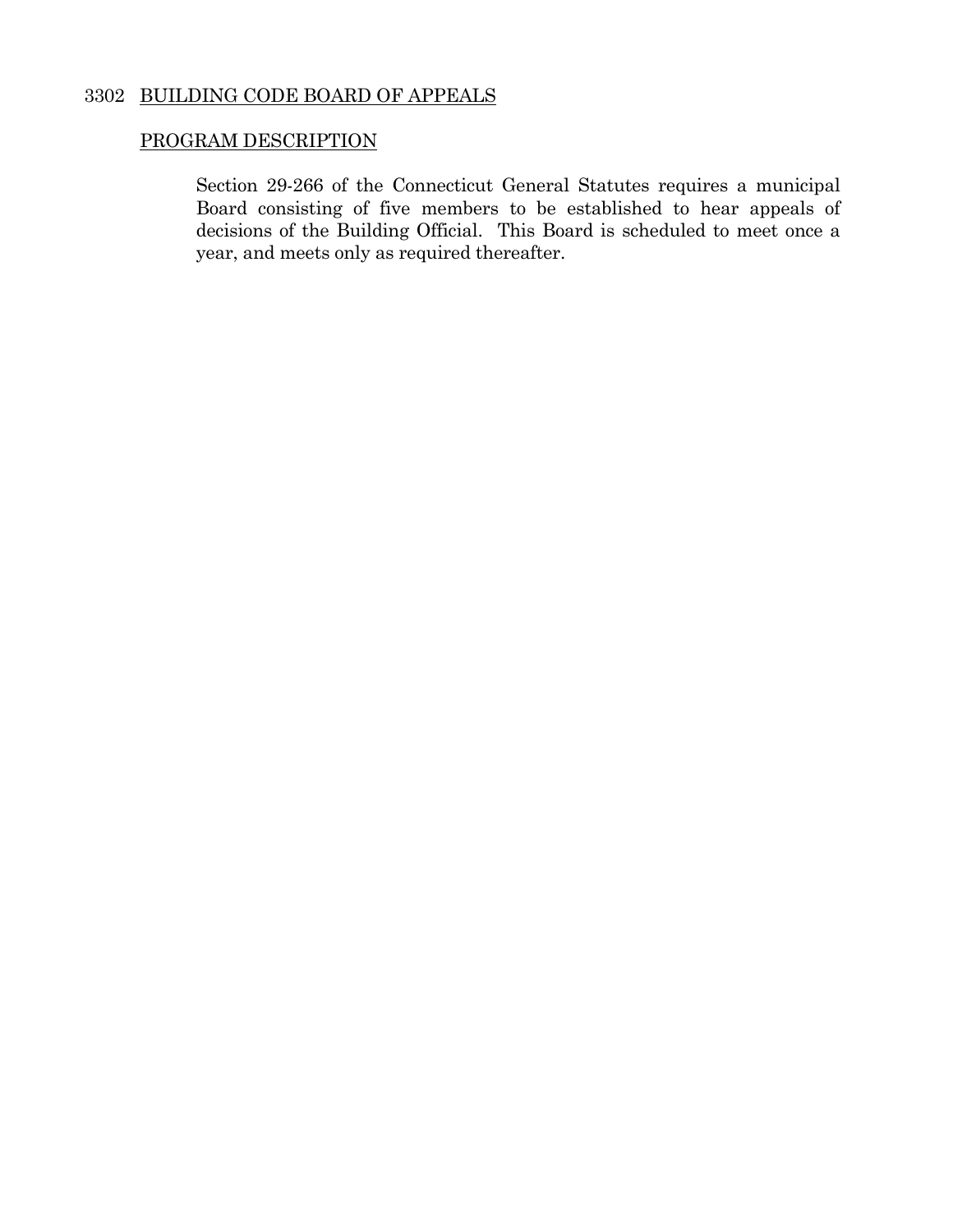## 3302 BUILDING CODE BOARD OF APPEALS

### PROGRAM DESCRIPTION

Section 29-266 of the Connecticut General Statutes requires a municipal Board consisting of five members to be established to hear appeals of decisions of the Building Official. This Board is scheduled to meet once a year, and meets only as required thereafter.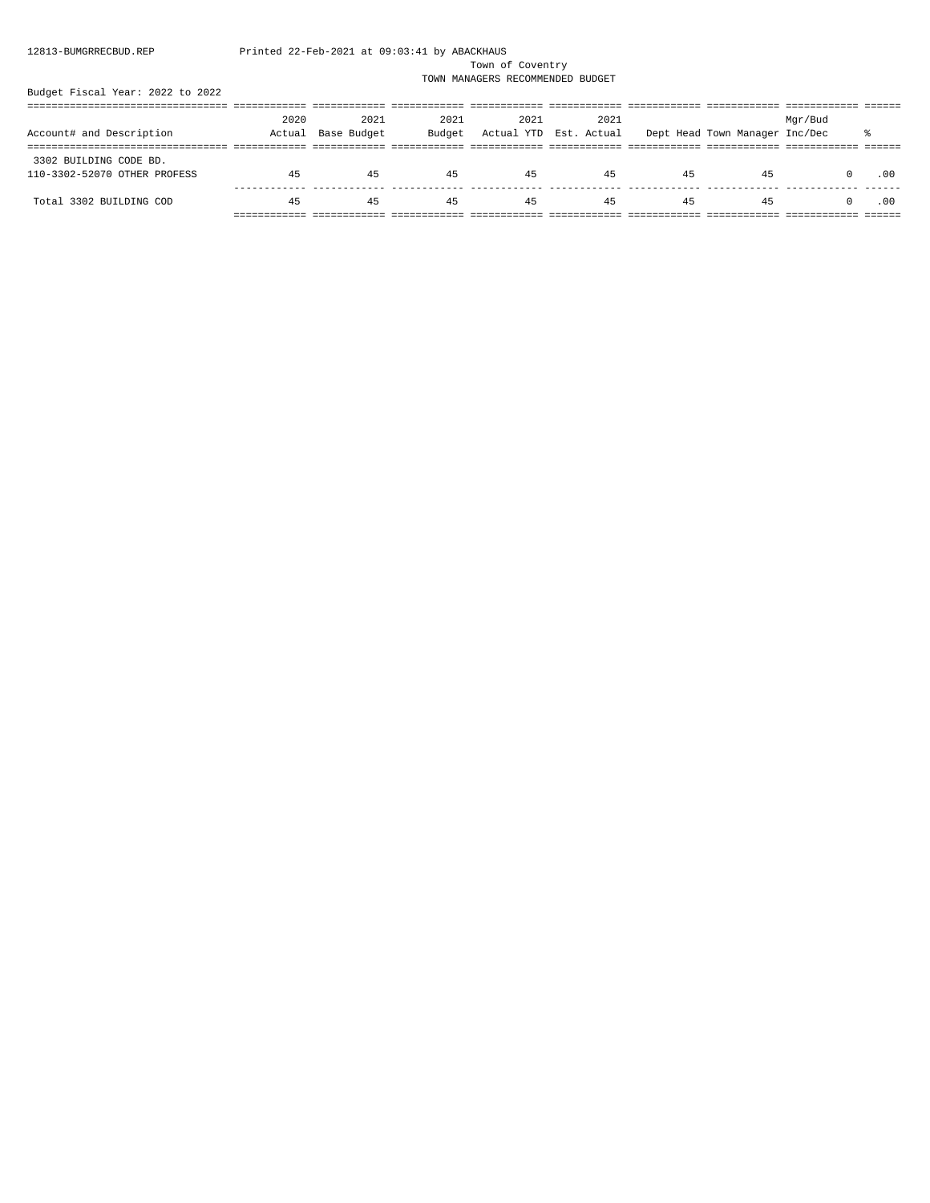Town of Coventry

TOWN MANAGERS RECOMMENDED BUDGET

Budget Fiscal Year: 2022 to 2022

| Account# and Description | 2020 Actual | 2021 Base Budget | 2021 Budget | 2021 Actual YTD | 2021 Est. Actual | Dept Head | Town Manager | Mgr/Bud Inc/Dec | % |
|---|---|---|---|---|---|---|---|---|---|
| 3302 BUILDING CODE BD. | | | | | | | | | |
| 110-3302-52070 OTHER PROFESS | 45 | 45 | 45 | 45 | 45 | 45 | 45 | 0 | .00 |
| Total 3302 BUILDING COD | 45 | 45 | 45 | 45 | 45 | 45 | 45 | 0 | .00 |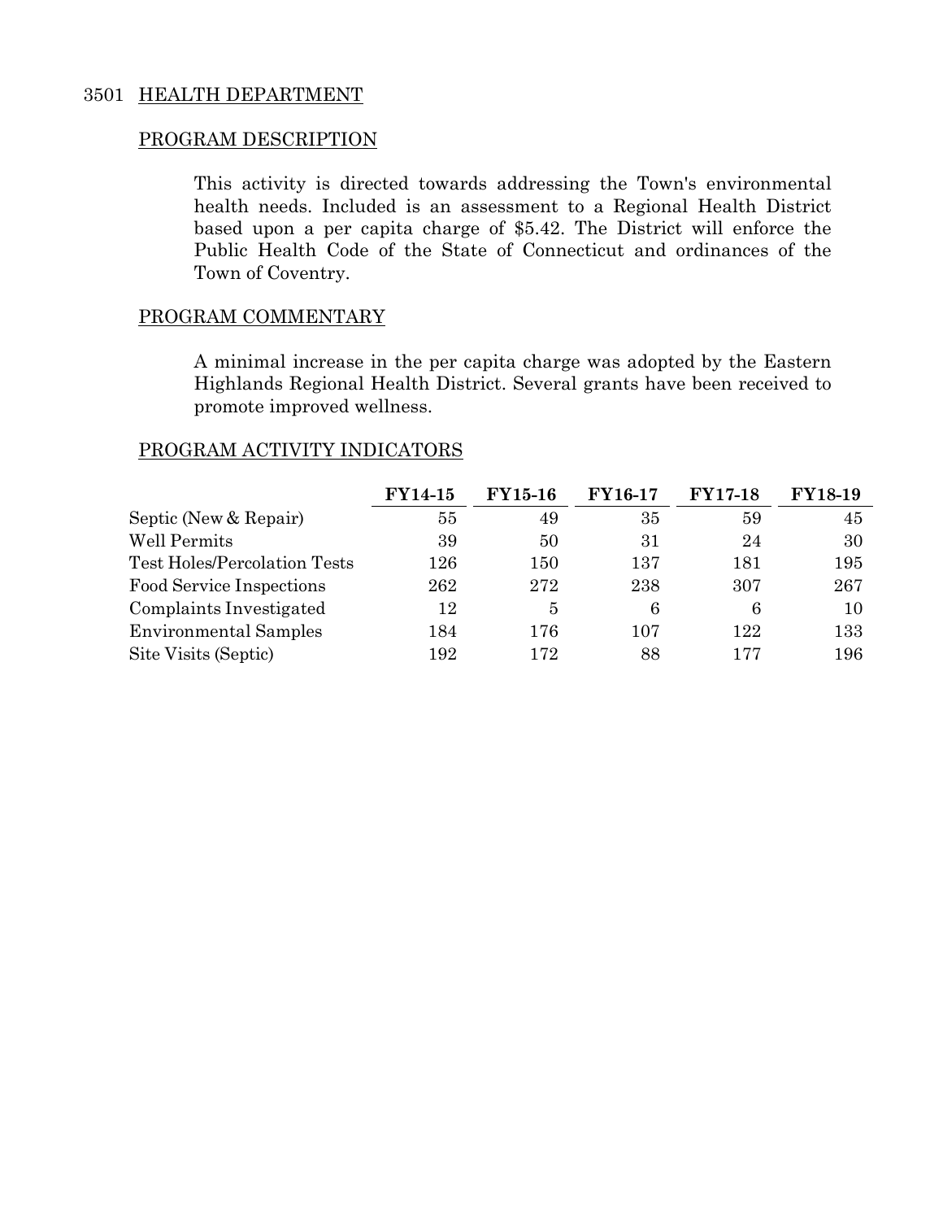## 3501 HEALTH DEPARTMENT

### PROGRAM DESCRIPTION

This activity is directed towards addressing the Town's environmental health needs. Included is an assessment to a Regional Health District based upon a per capita charge of $5.42. The District will enforce the Public Health Code of the State of Connecticut and ordinances of the Town of Coventry.

### PROGRAM COMMENTARY

A minimal increase in the per capita charge was adopted by the Eastern Highlands Regional Health District. Several grants have been received to promote improved wellness.

### PROGRAM ACTIVITY INDICATORS

| | FY14-15 | FY15-16 | FY16-17 | FY17-18 | FY18-19 |
|---|---|---|---|---|---|
| Septic (New & Repair) | 55 | 49 | 35 | 59 | 45 |
| Well Permits | 39 | 50 | 31 | 24 | 30 |
| Test Holes/Percolation Tests | 126 | 150 | 137 | 181 | 195 |
| Food Service Inspections | 262 | 272 | 238 | 307 | 267 |
| Complaints Investigated | 12 | 5 | 6 | 6 | 10 |
| Environmental Samples | 184 | 176 | 107 | 122 | 133 |
| Site Visits (Septic) | 192 | 172 | 88 | 177 | 196 |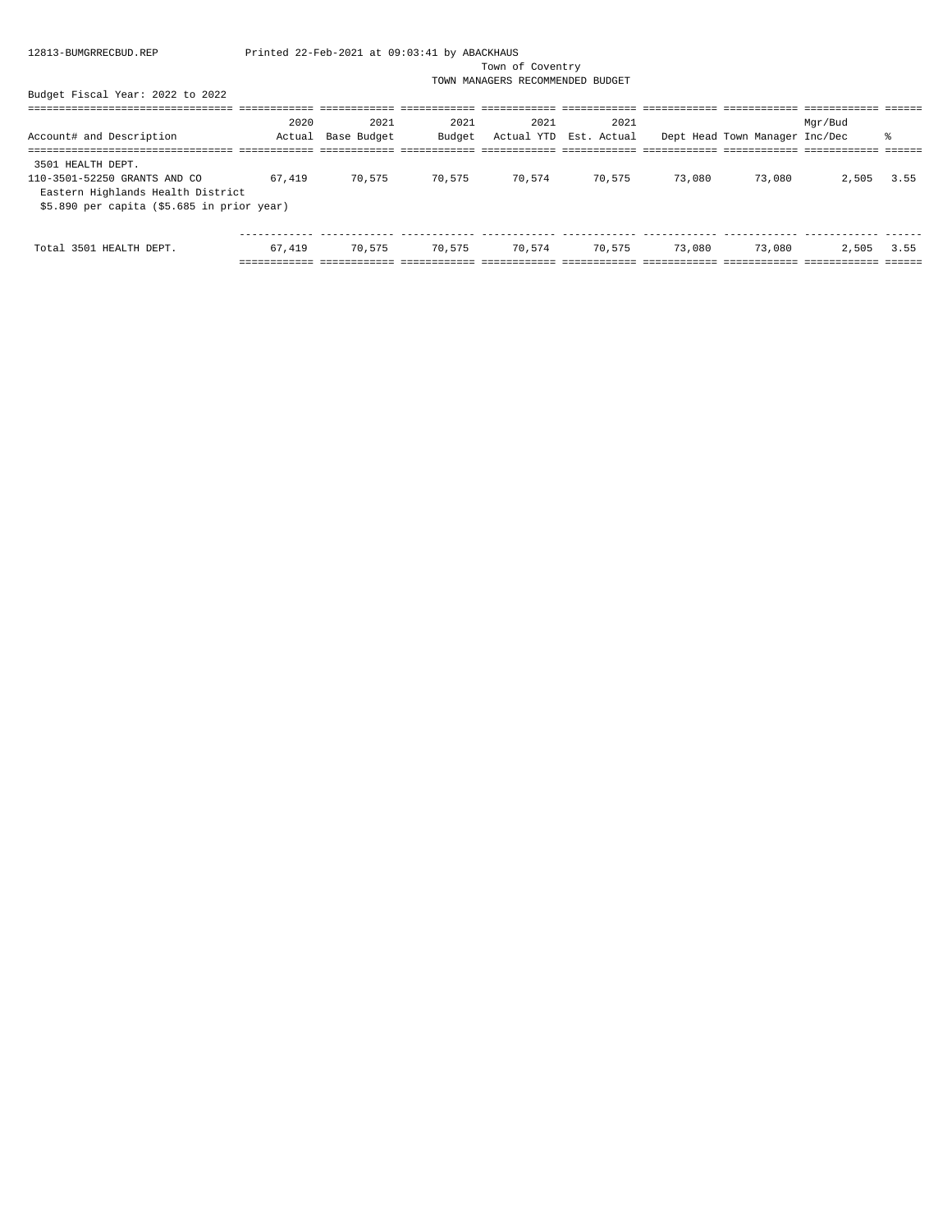12813-BUMGRRECBUD.REP Printed 22-Feb-2021 at 09:03:41 by ABACKHAUS

Town of Coventry

TOWN MANAGERS RECOMMENDED BUDGET

Budget Fiscal Year: 2022 to 2022

| Account# and Description | 2020 Actual | 2021 Base Budget | 2021 Budget | 2021 Actual YTD | 2021 Est. Actual | Dept Head | Town Manager | Mgr/Bud Inc/Dec | % |
|---|---|---|---|---|---|---|---|---|---|
| 3501 HEALTH DEPT. | | | | | | | | | |
| 110-3501-52250 GRANTS AND CO<br>Eastern Highlands Health District<br>$5.890 per capita ($5.685 in prior year) | 67,419 | 70,575 | 70,575 | 70,574 | 70,575 | 73,080 | 73,080 | 2,505 | 3.55 |
| Total 3501 HEALTH DEPT. | 67,419 | 70,575 | 70,575 | 70,574 | 70,575 | 73,080 | 73,080 | 2,505 | 3.55 |